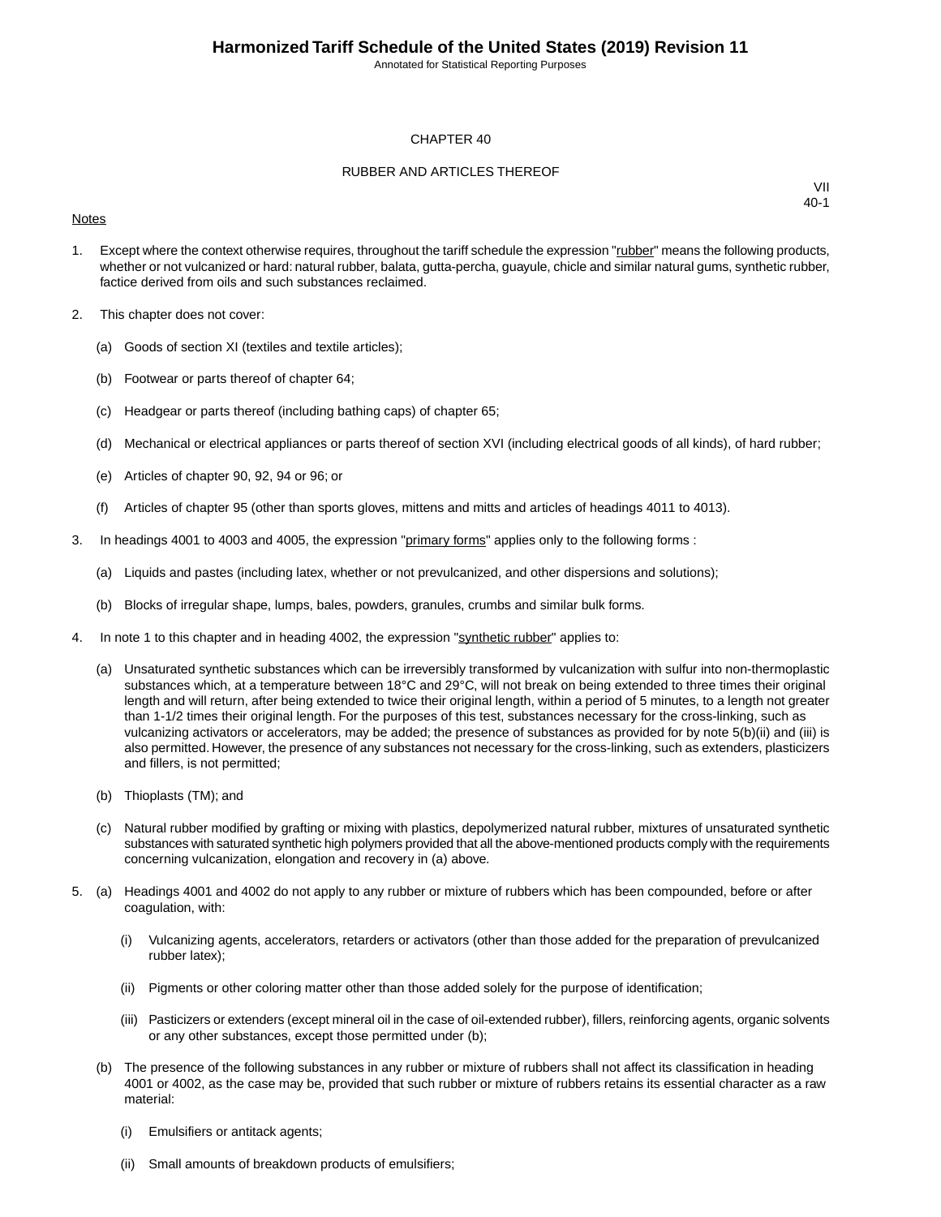# Harmonized Tariff Schedule of the United States (2019) Revision 11

Annotated for Statistical Reporting Purposes

## CHAPTER 40

## RUBBER AND ARTICLES THEREOF

VII
40-1

Notes

1. Except where the context otherwise requires, throughout the tariff schedule the expression "rubber" means the following products, whether or not vulcanized or hard: natural rubber, balata, gutta-percha, guayule, chicle and similar natural gums, synthetic rubber, factice derived from oils and such substances reclaimed.

2. This chapter does not cover:

   (a) Goods of section XI (textiles and textile articles);

   (b) Footwear or parts thereof of chapter 64;

   (c) Headgear or parts thereof (including bathing caps) of chapter 65;

   (d) Mechanical or electrical appliances or parts thereof of section XVI (including electrical goods of all kinds), of hard rubber;

   (e) Articles of chapter 90, 92, 94 or 96; or

   (f) Articles of chapter 95 (other than sports gloves, mittens and mitts and articles of headings 4011 to 4013).

3. In headings 4001 to 4003 and 4005, the expression "primary forms" applies only to the following forms :

   (a) Liquids and pastes (including latex, whether or not prevulcanized, and other dispersions and solutions);

   (b) Blocks of irregular shape, lumps, bales, powders, granules, crumbs and similar bulk forms.

4. In note 1 to this chapter and in heading 4002, the expression "synthetic rubber" applies to:

   (a) Unsaturated synthetic substances which can be irreversibly transformed by vulcanization with sulfur into non-thermoplastic substances which, at a temperature between 18°C and 29°C, will not break on being extended to three times their original length and will return, after being extended to twice their original length, within a period of 5 minutes, to a length not greater than 1-1/2 times their original length. For the purposes of this test, substances necessary for the cross-linking, such as vulcanizing activators or accelerators, may be added; the presence of substances as provided for by note 5(b)(ii) and (iii) is also permitted. However, the presence of any substances not necessary for the cross-linking, such as extenders, plasticizers and fillers, is not permitted;

   (b) Thioplasts (TM); and

   (c) Natural rubber modified by grafting or mixing with plastics, depolymerized natural rubber, mixtures of unsaturated synthetic substances with saturated synthetic high polymers provided that all the above-mentioned products comply with the requirements concerning vulcanization, elongation and recovery in (a) above.

5. (a) Headings 4001 and 4002 do not apply to any rubber or mixture of rubbers which has been compounded, before or after coagulation, with:

      (i) Vulcanizing agents, accelerators, retarders or activators (other than those added for the preparation of prevulcanized rubber latex);

      (ii) Pigments or other coloring matter other than those added solely for the purpose of identification;

      (iii) Pasticizers or extenders (except mineral oil in the case of oil-extended rubber), fillers, reinforcing agents, organic solvents or any other substances, except those permitted under (b);

   (b) The presence of the following substances in any rubber or mixture of rubbers shall not affect its classification in heading 4001 or 4002, as the case may be, provided that such rubber or mixture of rubbers retains its essential character as a raw material:

      (i) Emulsifiers or antitack agents;

      (ii) Small amounts of breakdown products of emulsifiers;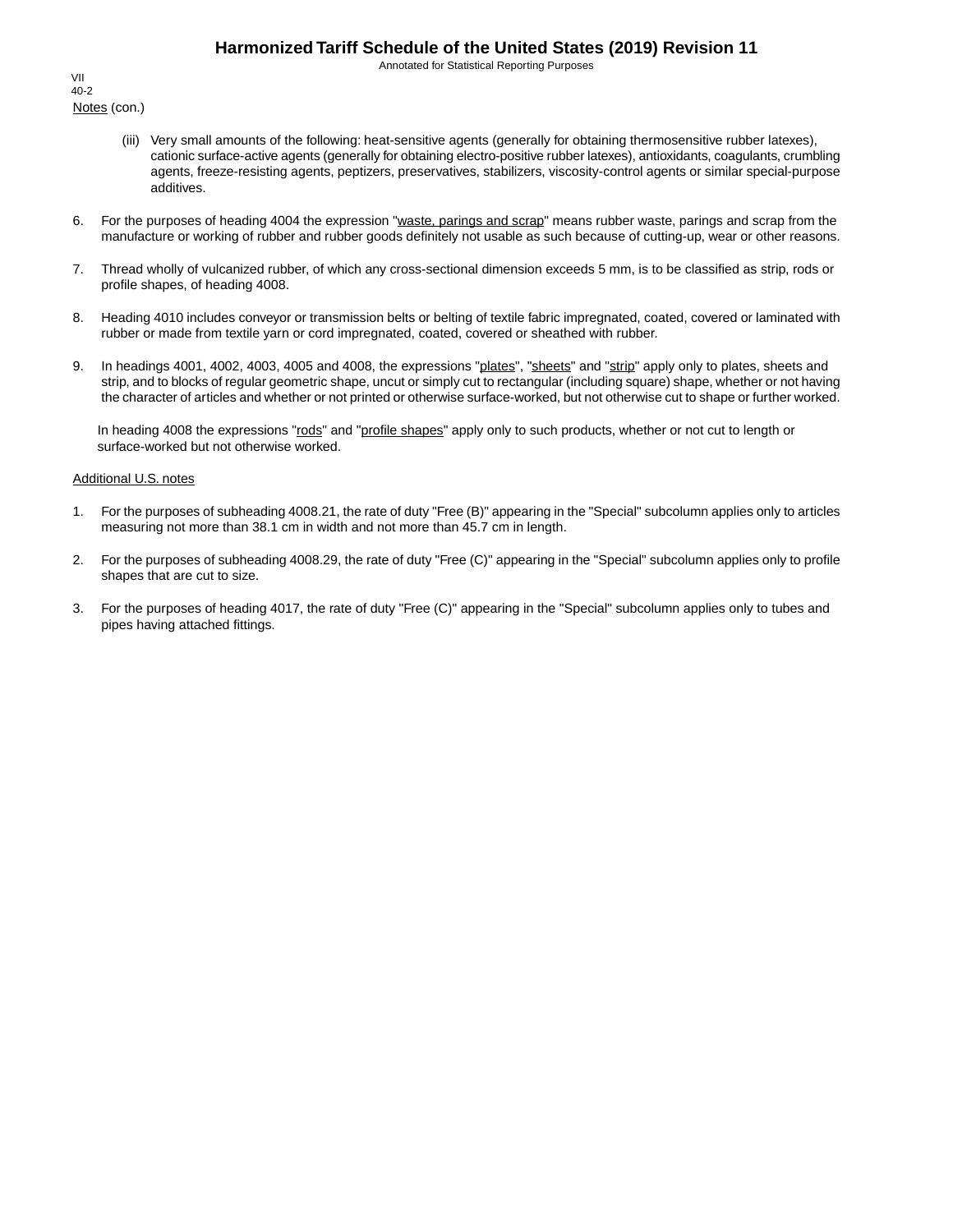Notes (con.)

(iii) Very small amounts of the following: heat-sensitive agents (generally for obtaining thermosensitive rubber latexes), cationic surface-active agents (generally for obtaining electro-positive rubber latexes), antioxidants, coagulants, crumbling agents, freeze-resisting agents, peptizers, preservatives, stabilizers, viscosity-control agents or similar special-purpose additives.

6. For the purposes of heading 4004 the expression "waste, parings and scrap" means rubber waste, parings and scrap from the manufacture or working of rubber and rubber goods definitely not usable as such because of cutting-up, wear or other reasons.

7. Thread wholly of vulcanized rubber, of which any cross-sectional dimension exceeds 5 mm, is to be classified as strip, rods or profile shapes, of heading 4008.

8. Heading 4010 includes conveyor or transmission belts or belting of textile fabric impregnated, coated, covered or laminated with rubber or made from textile yarn or cord impregnated, coated, covered or sheathed with rubber.

9. In headings 4001, 4002, 4003, 4005 and 4008, the expressions "plates", "sheets" and "strip" apply only to plates, sheets and strip, and to blocks of regular geometric shape, uncut or simply cut to rectangular (including square) shape, whether or not having the character of articles and whether or not printed or otherwise surface-worked, but not otherwise cut to shape or further worked.

   In heading 4008 the expressions "rods" and "profile shapes" apply only to such products, whether or not cut to length or surface-worked but not otherwise worked.

Additional U.S. notes

1. For the purposes of subheading 4008.21, the rate of duty "Free (B)" appearing in the "Special" subcolumn applies only to articles measuring not more than 38.1 cm in width and not more than 45.7 cm in length.

2. For the purposes of subheading 4008.29, the rate of duty "Free (C)" appearing in the "Special" subcolumn applies only to profile shapes that are cut to size.

3. For the purposes of heading 4017, the rate of duty "Free (C)" appearing in the "Special" subcolumn applies only to tubes and pipes having attached fittings.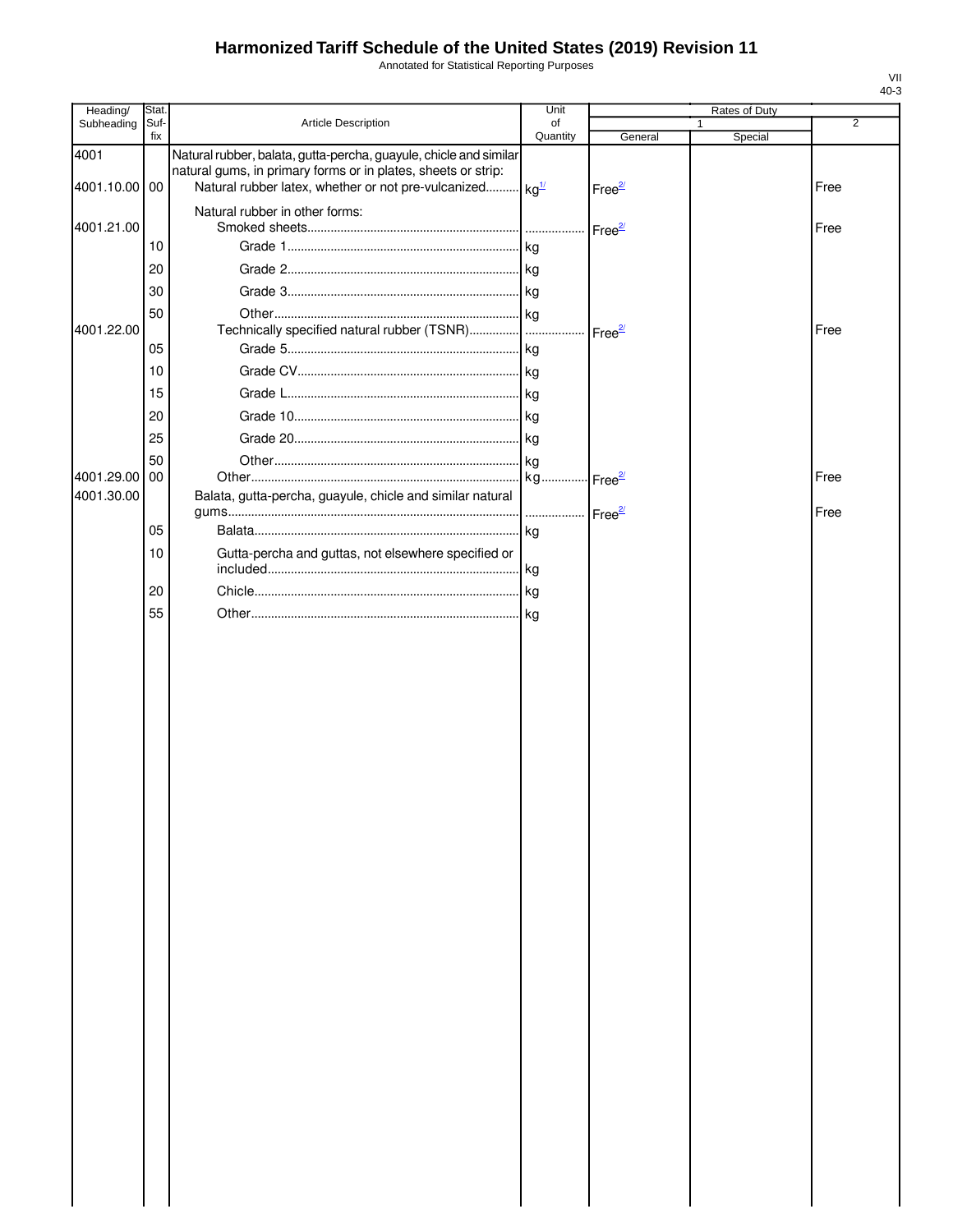# Harmonized Tariff Schedule of the United States (2019) Revision 11

Annotated for Statistical Reporting Purposes

VII
40-3

| Heading/ Subheading | Stat. Suf- fix | Article Description | Unit of Quantity | Rates of Duty 1 General | Special | 2 |
|---|---|---|---|---|---|---|
| 4001 | | Natural rubber, balata, gutta-percha, guayule, chicle and similar natural gums, in primary forms or in plates, sheets or strip: | | | | |
| 4001.10.00 | 00 | Natural rubber latex, whether or not pre-vulcanized | kg[1/] | Free[2/] | | Free |
| | | Natural rubber in other forms: | | | | |
| 4001.21.00 | | Smoked sheets | | Free[2/] | | Free |
| | 10 | Grade 1 | kg | | | |
| | 20 | Grade 2 | kg | | | |
| | 30 | Grade 3 | kg | | | |
| | 50 | Other | kg | | | |
| 4001.22.00 | | Technically specified natural rubber (TSNR) | | Free[2/] | | Free |
| | 05 | Grade 5 | kg | | | |
| | 10 | Grade CV | kg | | | |
| | 15 | Grade L | kg | | | |
| | 20 | Grade 10 | kg | | | |
| | 25 | Grade 20 | kg | | | |
| | 50 | Other | kg | | | |
| 4001.29.00 | 00 | Other | kg | Free[2/] | | Free |
| 4001.30.00 | | Balata, gutta-percha, guayule, chicle and similar natural gums | | Free[2/] | | Free |
| | 05 | Balata | kg | | | |
| | 10 | Gutta-percha and guttas, not elsewhere specified or included | kg | | | |
| | 20 | Chicle | kg | | | |
| | 55 | Other | kg | | | |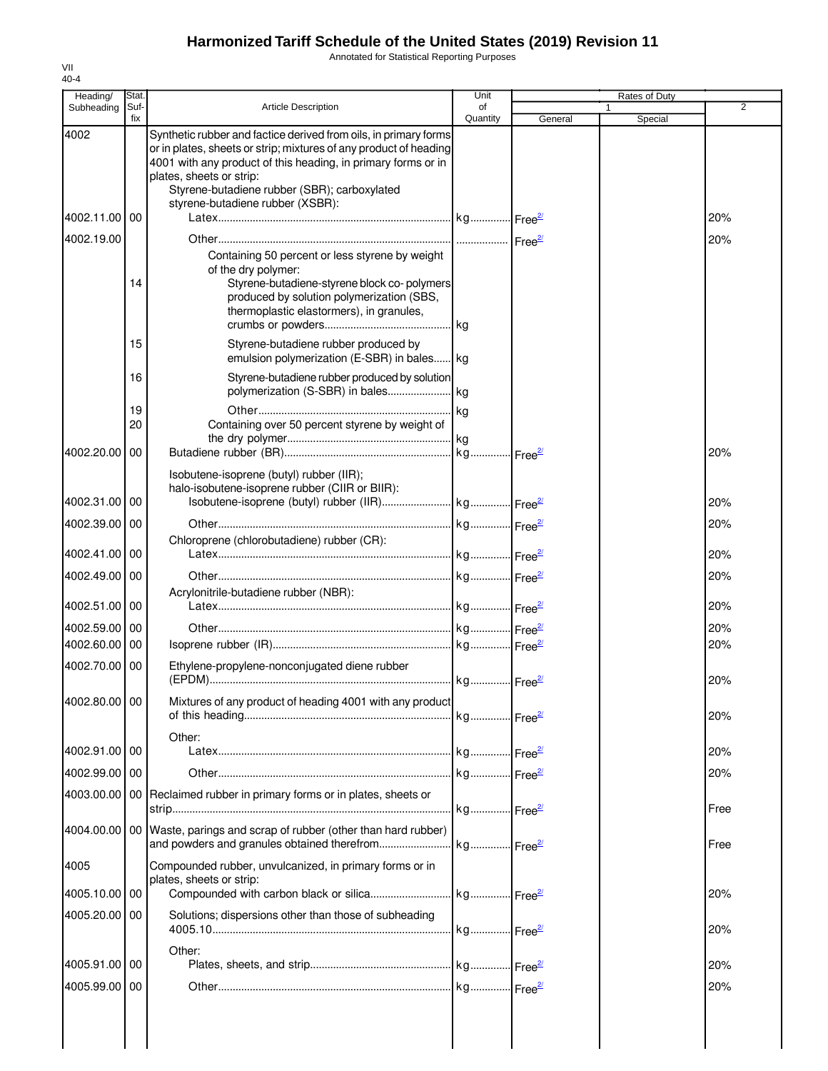# Harmonized Tariff Schedule of the United States (2019) Revision 11

Annotated for Statistical Reporting Purposes

VII
40-4

| Heading/ Subheading | Stat. Suf- fix | Article Description | Unit of Quantity | Rates of Duty 1 General | Special | 2 |
|---|---|---|---|---|---|---|
| 4002 | | Synthetic rubber and factice derived from oils, in primary forms or in plates, sheets or strip; mixtures of any product of heading 4001 with any product of this heading, in primary forms or in plates, sheets or strip: | | | | |
| | | Styrene-butadiene rubber (SBR); carboxylated styrene-butadiene rubber (XSBR): | | | | |
| 4002.11.00 | 00 | Latex | kg | Free[2/] | | 20% |
| 4002.19.00 | | Other | | Free[2/] | | 20% |
| | | Containing 50 percent or less styrene by weight of the dry polymer: | | | | |
| | 14 | Styrene-butadiene-styrene block co- polymers produced by solution polymerization (SBS, thermoplastic elastormers), in granules, crumbs or powders | kg | | | |
| | 15 | Styrene-butadiene rubber produced by emulsion polymerization (E-SBR) in bales | kg | | | |
| | 16 | Styrene-butadiene rubber produced by solution polymerization (S-SBR) in bales | kg | | | |
| | 19 | Other | kg | | | |
| | 20 | Containing over 50 percent styrene by weight of the dry polymer | kg | | | |
| 4002.20.00 | 00 | Butadiene rubber (BR) | kg | Free[2/] | | 20% |
| | | Isobutene-isoprene (butyl) rubber (IIR); halo-isobutene-isoprene rubber (CIIR or BIIR): | | | | |
| 4002.31.00 | 00 | Isobutene-isoprene (butyl) rubber (IIR) | kg | Free[2/] | | 20% |
| 4002.39.00 | 00 | Other | kg | Free[2/] | | 20% |
| | | Chloroprene (chlorobutadiene) rubber (CR): | | | | |
| 4002.41.00 | 00 | Latex | kg | Free[2/] | | 20% |
| 4002.49.00 | 00 | Other | kg | Free[2/] | | 20% |
| | | Acrylonitrile-butadiene rubber (NBR): | | | | |
| 4002.51.00 | 00 | Latex | kg | Free[2/] | | 20% |
| 4002.59.00 | 00 | Other | kg | Free[2/] | | 20% |
| 4002.60.00 | 00 | Isoprene rubber (IR) | kg | Free[2/] | | 20% |
| 4002.70.00 | 00 | Ethylene-propylene-nonconjugated diene rubber (EPDM) | kg | Free[2/] | | 20% |
| 4002.80.00 | 00 | Mixtures of any product of heading 4001 with any product of this heading | kg | Free[2/] | | 20% |
| | | Other: | | | | |
| 4002.91.00 | 00 | Latex | kg | Free[2/] | | 20% |
| 4002.99.00 | 00 | Other | kg | Free[2/] | | 20% |
| 4003.00.00 | 00 | Reclaimed rubber in primary forms or in plates, sheets or strip | kg | Free[2/] | | Free |
| 4004.00.00 | 00 | Waste, parings and scrap of rubber (other than hard rubber) and powders and granules obtained therefrom | kg | Free[2/] | | Free |
| 4005 | | Compounded rubber, unvulcanized, in primary forms or in plates, sheets or strip: | | | | |
| 4005.10.00 | 00 | Compounded with carbon black or silica | kg | Free[2/] | | 20% |
| 4005.20.00 | 00 | Solutions; dispersions other than those of subheading 4005.10 | kg | Free[2/] | | 20% |
| | | Other: | | | | |
| 4005.91.00 | 00 | Plates, sheets, and strip | kg | Free[2/] | | 20% |
| 4005.99.00 | 00 | Other | kg | Free[2/] | | 20% |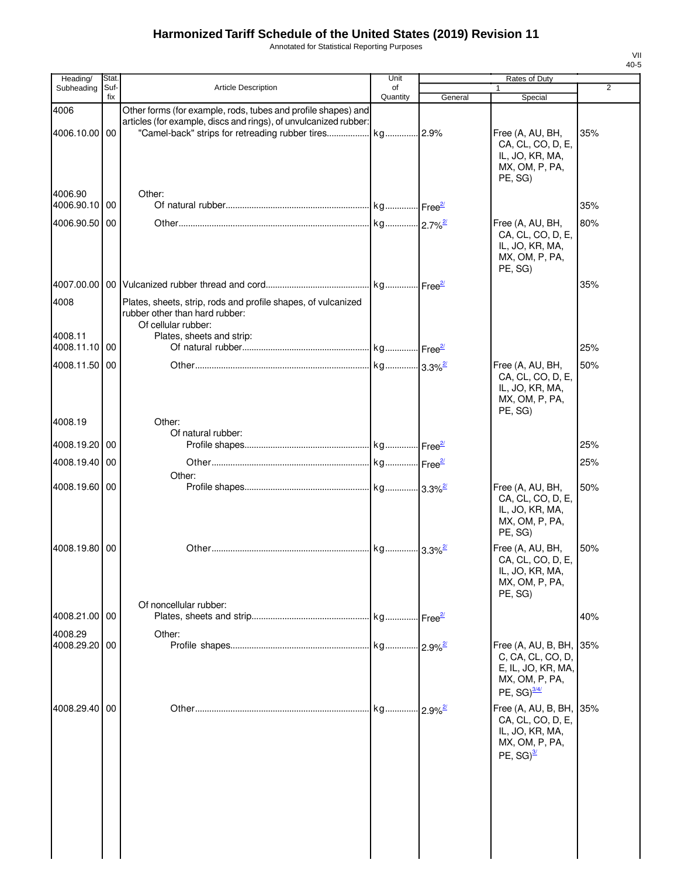# Harmonized Tariff Schedule of the United States (2019) Revision 11

Annotated for Statistical Reporting Purposes

VII
40-5

| Heading/ Subheading | Stat. Suf-fix | Article Description | Unit of Quantity | Rates of Duty 1 General | Special | 2 |
|---|---|---|---|---|---|---|
| 4006 | | Other forms (for example, rods, tubes and profile shapes) and articles (for example, discs and rings), of unvulcanized rubber: | | | | |
| 4006.10.00 | 00 | "Camel-back" strips for retreading rubber tires | kg | 2.9% | Free (A, AU, BH, CA, CL, CO, D, E, IL, JO, KR, MA, MX, OM, P, PA, PE, SG) | 35% |
| 4006.90 | | Other: | | | | |
| 4006.90.10 | 00 | Of natural rubber | kg | Free[2/] | | 35% |
| 4006.90.50 | 00 | Other | kg | 2.7%[2/] | Free (A, AU, BH, CA, CL, CO, D, E, IL, JO, KR, MA, MX, OM, P, PA, PE, SG) | 80% |
| 4007.00.00 | 00 | Vulcanized rubber thread and cord | kg | Free[2/] | | 35% |
| 4008 | | Plates, sheets, strip, rods and profile shapes, of vulcanized rubber other than hard rubber: | | | | |
| | | Of cellular rubber: | | | | |
| 4008.11 | | Plates, sheets and strip: | | | | |
| 4008.11.10 | 00 | Of natural rubber | kg | Free[2/] | | 25% |
| 4008.11.50 | 00 | Other | kg | 3.3%[2/] | Free (A, AU, BH, CA, CL, CO, D, E, IL, JO, KR, MA, MX, OM, P, PA, PE, SG) | 50% |
| 4008.19 | | Other: | | | | |
| | | Of natural rubber: | | | | |
| 4008.19.20 | 00 | Profile shapes | kg | Free[2/] | | 25% |
| 4008.19.40 | 00 | Other | kg | Free[2/] | | 25% |
| | | Other: | | | | |
| 4008.19.60 | 00 | Profile shapes | kg | 3.3%[2/] | Free (A, AU, BH, CA, CL, CO, D, E, IL, JO, KR, MA, MX, OM, P, PA, PE, SG) | 50% |
| 4008.19.80 | 00 | Other | kg | 3.3%[2/] | Free (A, AU, BH, CA, CL, CO, D, E, IL, JO, KR, MA, MX, OM, P, PA, PE, SG) | 50% |
| | | Of noncellular rubber: | | | | |
| 4008.21.00 | 00 | Plates, sheets and strip | kg | Free[2/] | | 40% |
| 4008.29 | | Other: | | | | |
| 4008.29.20 | 00 | Profile shapes | kg | 2.9%[2/] | Free (A, AU, B, BH, C, CA, CL, CO, D, E, IL, JO, KR, MA, MX, OM, P, PA, PE, SG)[3/4/] | 35% |
| 4008.29.40 | 00 | Other | kg | 2.9%[2/] | Free (A, AU, B, BH, CA, CL, CO, D, E, IL, JO, KR, MA, MX, OM, P, PA, PE, SG)[3/] | 35% |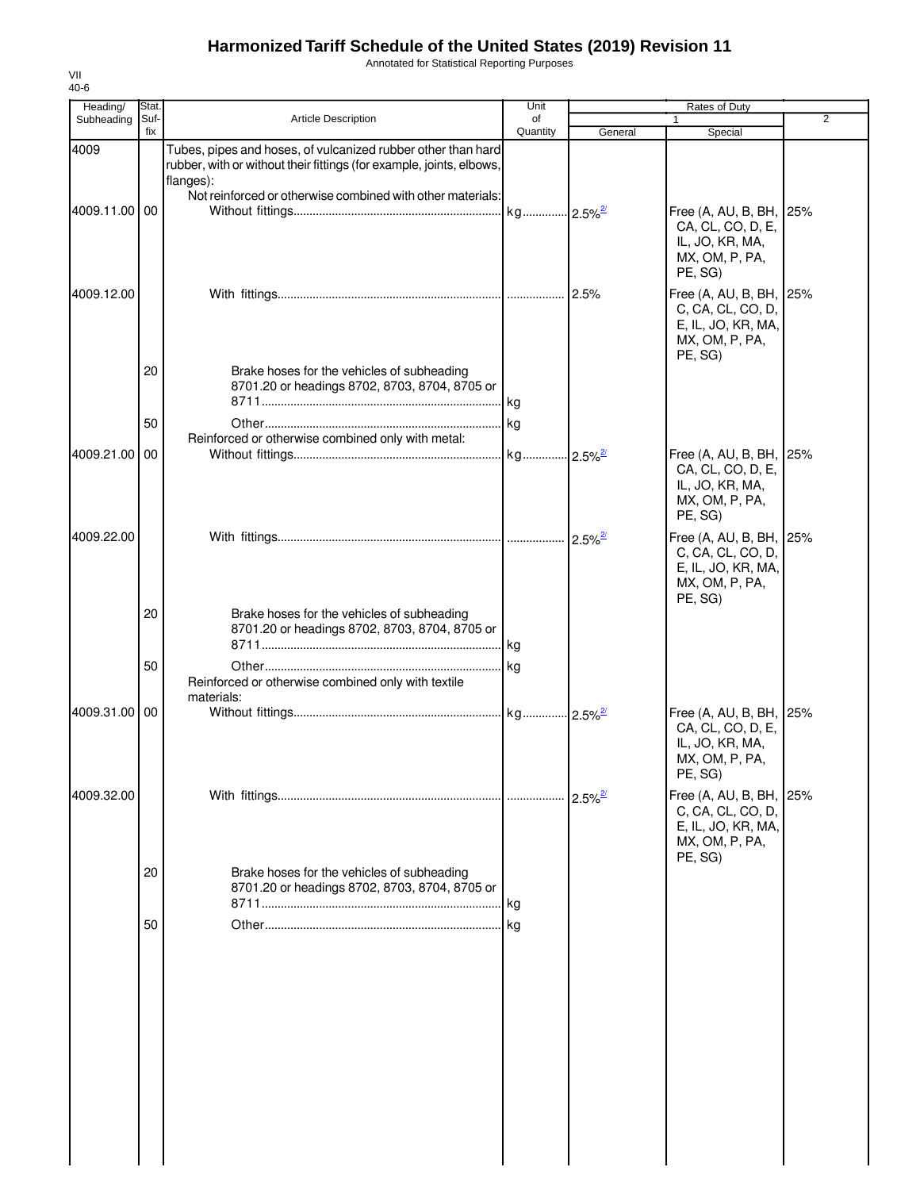# Harmonized Tariff Schedule of the United States (2019) Revision 11

Annotated for Statistical Reporting Purposes

VII
40-6

| Heading/ Subheading | Stat. Suf- fix | Article Description | Unit of Quantity | Rates of Duty 1 General | Special | 2 |
|---|---|---|---|---|---|---|
| 4009 | | Tubes, pipes and hoses, of vulcanized rubber other than hard rubber, with or without their fittings (for example, joints, elbows, flanges): | | | | |
| | | Not reinforced or otherwise combined with other materials: | | | | |
| 4009.11.00 | 00 | Without fittings | kg | 2.5%[2/] | Free (A, AU, B, BH, CA, CL, CO, D, E, IL, JO, KR, MA, MX, OM, P, PA, PE, SG) | 25% |
| 4009.12.00 | | With fittings | | 2.5% | Free (A, AU, B, BH, C, CA, CL, CO, D, E, IL, JO, KR, MA, MX, OM, P, PA, PE, SG) | 25% |
| | 20 | Brake hoses for the vehicles of subheading 8701.20 or headings 8702, 8703, 8704, 8705 or 8711 | kg | | | |
| | 50 | Other | kg | | | |
| | | Reinforced or otherwise combined only with metal: | | | | |
| 4009.21.00 | 00 | Without fittings | kg | 2.5%[2/] | Free (A, AU, B, BH, CA, CL, CO, D, E, IL, JO, KR, MA, MX, OM, P, PA, PE, SG) | 25% |
| 4009.22.00 | | With fittings | | 2.5%[2/] | Free (A, AU, B, BH, C, CA, CL, CO, D, E, IL, JO, KR, MA, MX, OM, P, PA, PE, SG) | 25% |
| | 20 | Brake hoses for the vehicles of subheading 8701.20 or headings 8702, 8703, 8704, 8705 or 8711 | kg | | | |
| | 50 | Other | kg | | | |
| | | Reinforced or otherwise combined only with textile materials: | | | | |
| 4009.31.00 | 00 | Without fittings | kg | 2.5%[2/] | Free (A, AU, B, BH, CA, CL, CO, D, E, IL, JO, KR, MA, MX, OM, P, PA, PE, SG) | 25% |
| 4009.32.00 | | With fittings | | 2.5%[2/] | Free (A, AU, B, BH, C, CA, CL, CO, D, E, IL, JO, KR, MA, MX, OM, P, PA, PE, SG) | 25% |
| | 20 | Brake hoses for the vehicles of subheading 8701.20 or headings 8702, 8703, 8704, 8705 or 8711 | kg | | | |
| | 50 | Other | kg | | | |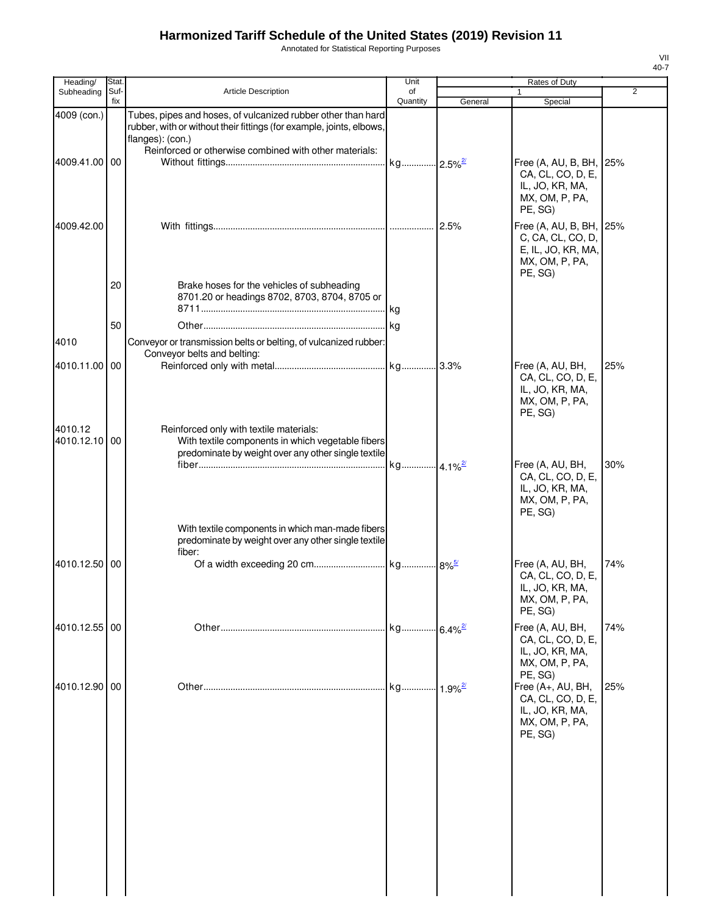# Harmonized Tariff Schedule of the United States (2019) Revision 11

Annotated for Statistical Reporting Purposes

VII
40-7

| Heading/ Subheading | Stat. Suf- fix | Article Description | Unit of Quantity | Rates of Duty 1 General | Rates of Duty 1 Special | Rates of Duty 2 |
|---|---|---|---|---|---|---|
| 4009 (con.) | | Tubes, pipes and hoses, of vulcanized rubber other than hard rubber, with or without their fittings (for example, joints, elbows, flanges): (con.) | | | | |
| | | Reinforced or otherwise combined with other materials: | | | | |
| 4009.41.00 | 00 | Without fittings | kg | 2.5%[2/] | Free (A, AU, B, BH, CA, CL, CO, D, E, IL, JO, KR, MA, MX, OM, P, PA, PE, SG) | 25% |
| 4009.42.00 | | With fittings | | 2.5% | Free (A, AU, B, BH, C, CA, CL, CO, D, E, IL, JO, KR, MA, MX, OM, P, PA, PE, SG) | 25% |
| | 20 | Brake hoses for the vehicles of subheading 8701.20 or headings 8702, 8703, 8704, 8705 or 8711 | kg | | | |
| | 50 | Other | kg | | | |
| 4010 | | Conveyor or transmission belts or belting, of vulcanized rubber: | | | | |
| | | Conveyor belts and belting: | | | | |
| 4010.11.00 | 00 | Reinforced only with metal | kg | 3.3% | Free (A, AU, BH, CA, CL, CO, D, E, IL, JO, KR, MA, MX, OM, P, PA, PE, SG) | 25% |
| 4010.12 | | Reinforced only with textile materials: | | | | |
| 4010.12.10 | 00 | With textile components in which vegetable fibers predominate by weight over any other single textile fiber | kg | 4.1%[2/] | Free (A, AU, BH, CA, CL, CO, D, E, IL, JO, KR, MA, MX, OM, P, PA, PE, SG) | 30% |
| | | With textile components in which man-made fibers predominate by weight over any other single textile fiber: | | | | |
| 4010.12.50 | 00 | Of a width exceeding 20 cm | kg | 8%[5/] | Free (A, AU, BH, CA, CL, CO, D, E, IL, JO, KR, MA, MX, OM, P, PA, PE, SG) | 74% |
| 4010.12.55 | 00 | Other | kg | 6.4%[2/] | Free (A, AU, BH, CA, CL, CO, D, E, IL, JO, KR, MA, MX, OM, P, PA, PE, SG) | 74% |
| 4010.12.90 | 00 | Other | kg | 1.9%[2/] | Free (A+, AU, BH, CA, CL, CO, D, E, IL, JO, KR, MA, MX, OM, P, PA, PE, SG) | 25% |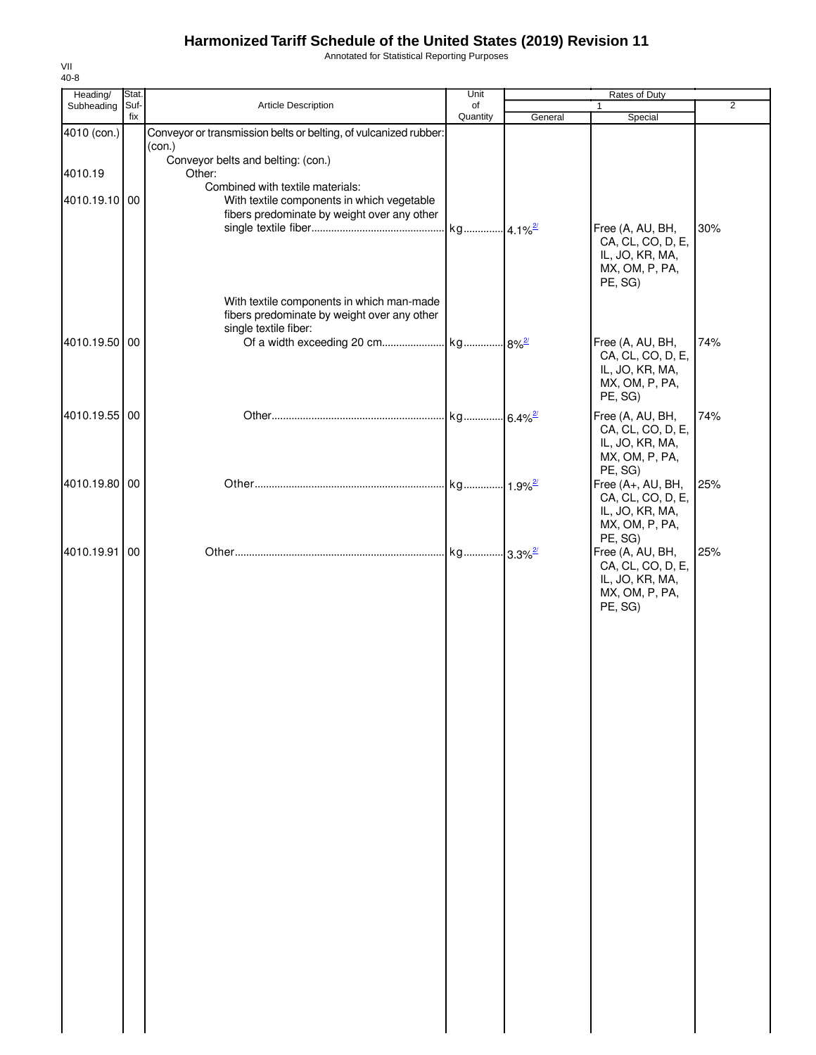# Harmonized Tariff Schedule of the United States (2019) Revision 11

Annotated for Statistical Reporting Purposes

VII
40-8

| Heading/ Subheading | Stat. Suf-fix | Article Description | Unit of Quantity | Rates of Duty 1 General | Rates of Duty 1 Special | Rates of Duty 2 |
|---|---|---|---|---|---|---|
| 4010 (con.) | | Conveyor or transmission belts or belting, of vulcanized rubber: (con.) | | | | |
| | | Conveyor belts and belting: (con.) | | | | |
| 4010.19 | | Other: | | | | |
| | | Combined with textile materials: | | | | |
| 4010.19.10 | 00 | With textile components in which vegetable fibers predominate by weight over any other single textile fiber | kg | 4.1%[2/] | Free (A, AU, BH, CA, CL, CO, D, E, IL, JO, KR, MA, MX, OM, P, PA, PE, SG) | 30% |
| | | With textile components in which man-made fibers predominate by weight over any other single textile fiber: | | | | |
| 4010.19.50 | 00 | Of a width exceeding 20 cm | kg | 8%[2/] | Free (A, AU, BH, CA, CL, CO, D, E, IL, JO, KR, MA, MX, OM, P, PA, PE, SG) | 74% |
| 4010.19.55 | 00 | Other | kg | 6.4%[2/] | Free (A, AU, BH, CA, CL, CO, D, E, IL, JO, KR, MA, MX, OM, P, PA, PE, SG) | 74% |
| 4010.19.80 | 00 | Other | kg | 1.9%[2/] | Free (A+, AU, BH, CA, CL, CO, D, E, IL, JO, KR, MA, MX, OM, P, PA, PE, SG) | 25% |
| 4010.19.91 | 00 | Other | kg | 3.3%[2/] | Free (A, AU, BH, CA, CL, CO, D, E, IL, JO, KR, MA, MX, OM, P, PA, PE, SG) | 25% |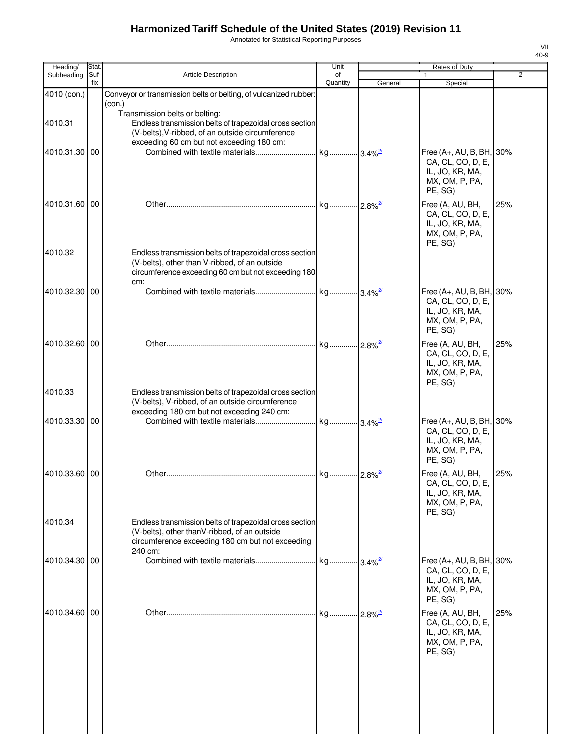# Harmonized Tariff Schedule of the United States (2019) Revision 11

Annotated for Statistical Reporting Purposes

| Heading/ Subheading | Stat. Suf- fix | Article Description | Unit of Quantity | Rates of Duty 1 General | Special | 2 |
|---|---|---|---|---|---|---|
| 4010 (con.) | | Conveyor or transmission belts or belting, of vulcanized rubber: (con.) | | | | |
| | | Transmission belts or belting: | | | | |
| 4010.31 | | Endless transmission belts of trapezoidal cross section (V-belts),V-ribbed, of an outside circumference exceeding 60 cm but not exceeding 180 cm: | | | | |
| 4010.31.30 | 00 | Combined with textile materials | kg | 3.4%[2/] | Free (A+, AU, B, BH, CA, CL, CO, D, E, IL, JO, KR, MA, MX, OM, P, PA, PE, SG) | 30% |
| 4010.31.60 | 00 | Other | kg | 2.8%[2/] | Free (A, AU, BH, CA, CL, CO, D, E, IL, JO, KR, MA, MX, OM, P, PA, PE, SG) | 25% |
| 4010.32 | | Endless transmission belts of trapezoidal cross section (V-belts), other than V-ribbed, of an outside circumference exceeding 60 cm but not exceeding 180 cm: | | | | |
| 4010.32.30 | 00 | Combined with textile materials | kg | 3.4%[2/] | Free (A+, AU, B, BH, CA, CL, CO, D, E, IL, JO, KR, MA, MX, OM, P, PA, PE, SG) | 30% |
| 4010.32.60 | 00 | Other | kg | 2.8%[2/] | Free (A, AU, BH, CA, CL, CO, D, E, IL, JO, KR, MA, MX, OM, P, PA, PE, SG) | 25% |
| 4010.33 | | Endless transmission belts of trapezoidal cross section (V-belts), V-ribbed, of an outside circumference exceeding 180 cm but not exceeding 240 cm: | | | | |
| 4010.33.30 | 00 | Combined with textile materials | kg | 3.4%[2/] | Free (A+, AU, B, BH, CA, CL, CO, D, E, IL, JO, KR, MA, MX, OM, P, PA, PE, SG) | 30% |
| 4010.33.60 | 00 | Other | kg | 2.8%[2/] | Free (A, AU, BH, CA, CL, CO, D, E, IL, JO, KR, MA, MX, OM, P, PA, PE, SG) | 25% |
| 4010.34 | | Endless transmission belts of trapezoidal cross section (V-belts), other thanV-ribbed, of an outside circumference exceeding 180 cm but not exceeding 240 cm: | | | | |
| 4010.34.30 | 00 | Combined with textile materials | kg | 3.4%[2/] | Free (A+, AU, B, BH, CA, CL, CO, D, E, IL, JO, KR, MA, MX, OM, P, PA, PE, SG) | 30% |
| 4010.34.60 | 00 | Other | kg | 2.8%[2/] | Free (A, AU, BH, CA, CL, CO, D, E, IL, JO, KR, MA, MX, OM, P, PA, PE, SG) | 25% |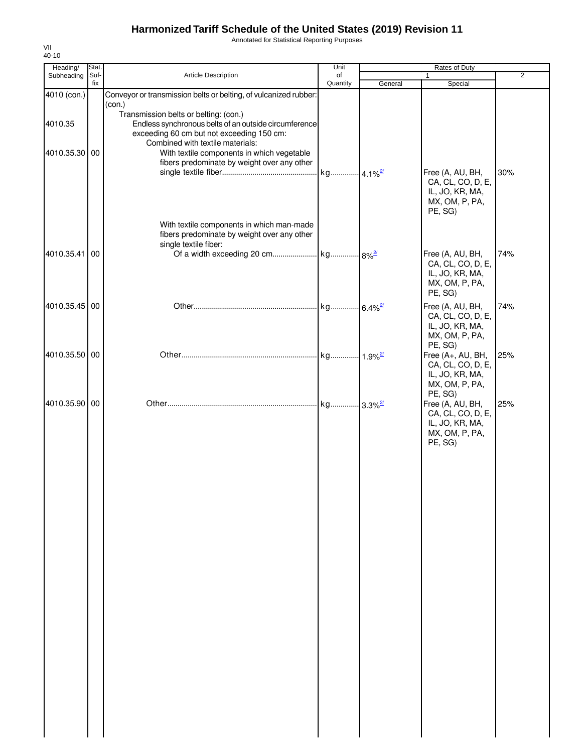# Harmonized Tariff Schedule of the United States (2019) Revision 11

Annotated for Statistical Reporting Purposes

VII
40-10

| Heading/ Subheading | Stat. Suf- fix | Article Description | Unit of Quantity | Rates of Duty 1 General | Special | 2 |
|---|---|---|---|---|---|---|
| 4010 (con.) | | Conveyor or transmission belts or belting, of vulcanized rubber: (con.) | | | | |
| | | Transmission belts or belting: (con.) | | | | |
| 4010.35 | | Endless synchronous belts of an outside circumference exceeding 60 cm but not exceeding 150 cm: | | | | |
| | | Combined with textile materials: | | | | |
| 4010.35.30 | 00 | With textile components in which vegetable fibers predominate by weight over any other single textile fiber | kg | 4.1%[2/] | Free (A, AU, BH, CA, CL, CO, D, E, IL, JO, KR, MA, MX, OM, P, PA, PE, SG) | 30% |
| | | With textile components in which man-made fibers predominate by weight over any other single textile fiber: | | | | |
| 4010.35.41 | 00 | Of a width exceeding 20 cm | kg | 8%[2/] | Free (A, AU, BH, CA, CL, CO, D, E, IL, JO, KR, MA, MX, OM, P, PA, PE, SG) | 74% |
| 4010.35.45 | 00 | Other | kg | 6.4%[2/] | Free (A, AU, BH, CA, CL, CO, D, E, IL, JO, KR, MA, MX, OM, P, PA, PE, SG) | 74% |
| 4010.35.50 | 00 | Other | kg | 1.9%[2/] | Free (A+, AU, BH, CA, CL, CO, D, E, IL, JO, KR, MA, MX, OM, P, PA, PE, SG) | 25% |
| 4010.35.90 | 00 | Other | kg | 3.3%[2/] | Free (A, AU, BH, CA, CL, CO, D, E, IL, JO, KR, MA, MX, OM, P, PA, PE, SG) | 25% |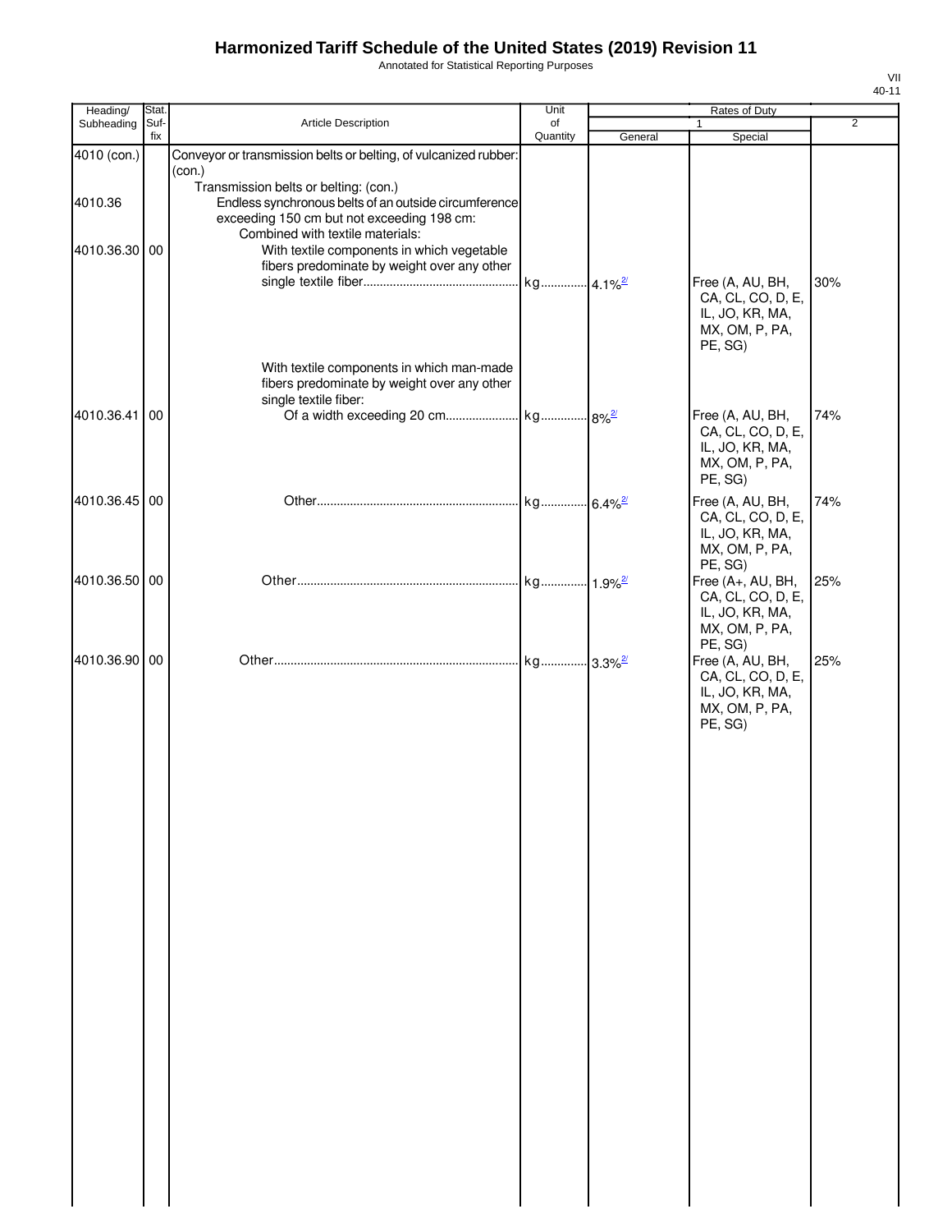# Harmonized Tariff Schedule of the United States (2019) Revision 11

Annotated for Statistical Reporting Purposes

VII
40-11

| Heading/ Subheading | Stat. Suf- fix | Article Description | Unit of Quantity | Rates of Duty 1 General | Special | 2 |
|---|---|---|---|---|---|---|
| 4010 (con.) | | Conveyor or transmission belts or belting, of vulcanized rubber: (con.) | | | | |
| | | Transmission belts or belting: (con.) | | | | |
| 4010.36 | | Endless synchronous belts of an outside circumference exceeding 150 cm but not exceeding 198 cm: | | | | |
| | | Combined with textile materials: | | | | |
| 4010.36.30 | 00 | With textile components in which vegetable fibers predominate by weight over any other single textile fiber | kg | 4.1%[2/] | Free (A, AU, BH, CA, CL, CO, D, E, IL, JO, KR, MA, MX, OM, P, PA, PE, SG) | 30% |
| | | With textile components in which man-made fibers predominate by weight over any other single textile fiber: | | | | |
| 4010.36.41 | 00 | Of a width exceeding 20 cm | kg | 8%[2/] | Free (A, AU, BH, CA, CL, CO, D, E, IL, JO, KR, MA, MX, OM, P, PA, PE, SG) | 74% |
| 4010.36.45 | 00 | Other | kg | 6.4%[2/] | Free (A, AU, BH, CA, CL, CO, D, E, IL, JO, KR, MA, MX, OM, P, PA, PE, SG) | 74% |
| 4010.36.50 | 00 | Other | kg | 1.9%[2/] | Free (A+, AU, BH, CA, CL, CO, D, E, IL, JO, KR, MA, MX, OM, P, PA, PE, SG) | 25% |
| 4010.36.90 | 00 | Other | kg | 3.3%[2/] | Free (A, AU, BH, CA, CL, CO, D, E, IL, JO, KR, MA, MX, OM, P, PA, PE, SG) | 25% |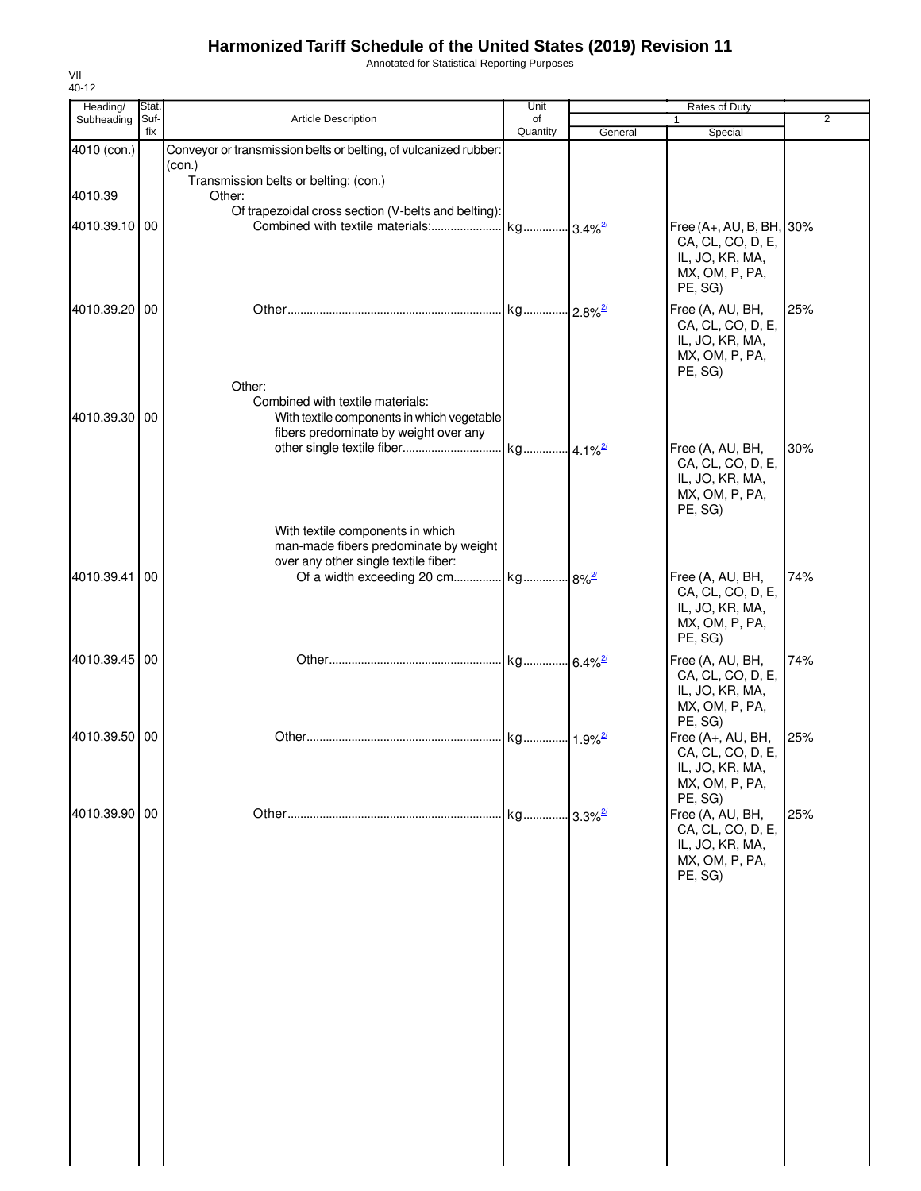# Harmonized Tariff Schedule of the United States (2019) Revision 11

Annotated for Statistical Reporting Purposes

VII
40-12

| Heading/ Subheading | Stat. Suf- fix | Article Description | Unit of Quantity | Rates of Duty 1 General | Special | 2 |
|---|---|---|---|---|---|---|
| 4010 (con.) | | Conveyor or transmission belts or belting, of vulcanized rubber: (con.) | | | | |
| | | Transmission belts or belting: (con.) | | | | |
| 4010.39 | | Other: | | | | |
| | | Of trapezoidal cross section (V-belts and belting): | | | | |
| 4010.39.10 | 00 | Combined with textile materials: | kg | 3.4%[2/] | Free (A+, AU, B, BH, CA, CL, CO, D, E, IL, JO, KR, MA, MX, OM, P, PA, PE, SG) | 30% |
| 4010.39.20 | 00 | Other | kg | 2.8%[2/] | Free (A, AU, BH, CA, CL, CO, D, E, IL, JO, KR, MA, MX, OM, P, PA, PE, SG) | 25% |
| | | Other: | | | | |
| | | Combined with textile materials: | | | | |
| 4010.39.30 | 00 | With textile components in which vegetable fibers predominate by weight over any other single textile fiber | kg | 4.1%[2/] | Free (A, AU, BH, CA, CL, CO, D, E, IL, JO, KR, MA, MX, OM, P, PA, PE, SG) | 30% |
| | | With textile components in which man-made fibers predominate by weight over any other single textile fiber: | | | | |
| 4010.39.41 | 00 | Of a width exceeding 20 cm | kg | 8%[2/] | Free (A, AU, BH, CA, CL, CO, D, E, IL, JO, KR, MA, MX, OM, P, PA, PE, SG) | 74% |
| 4010.39.45 | 00 | Other | kg | 6.4%[2/] | Free (A, AU, BH, CA, CL, CO, D, E, IL, JO, KR, MA, MX, OM, P, PA, PE, SG) | 74% |
| 4010.39.50 | 00 | Other | kg | 1.9%[2/] | Free (A+, AU, BH, CA, CL, CO, D, E, IL, JO, KR, MA, MX, OM, P, PA, PE, SG) | 25% |
| 4010.39.90 | 00 | Other | kg | 3.3%[2/] | Free (A, AU, BH, CA, CL, CO, D, E, IL, JO, KR, MA, MX, OM, P, PA, PE, SG) | 25% |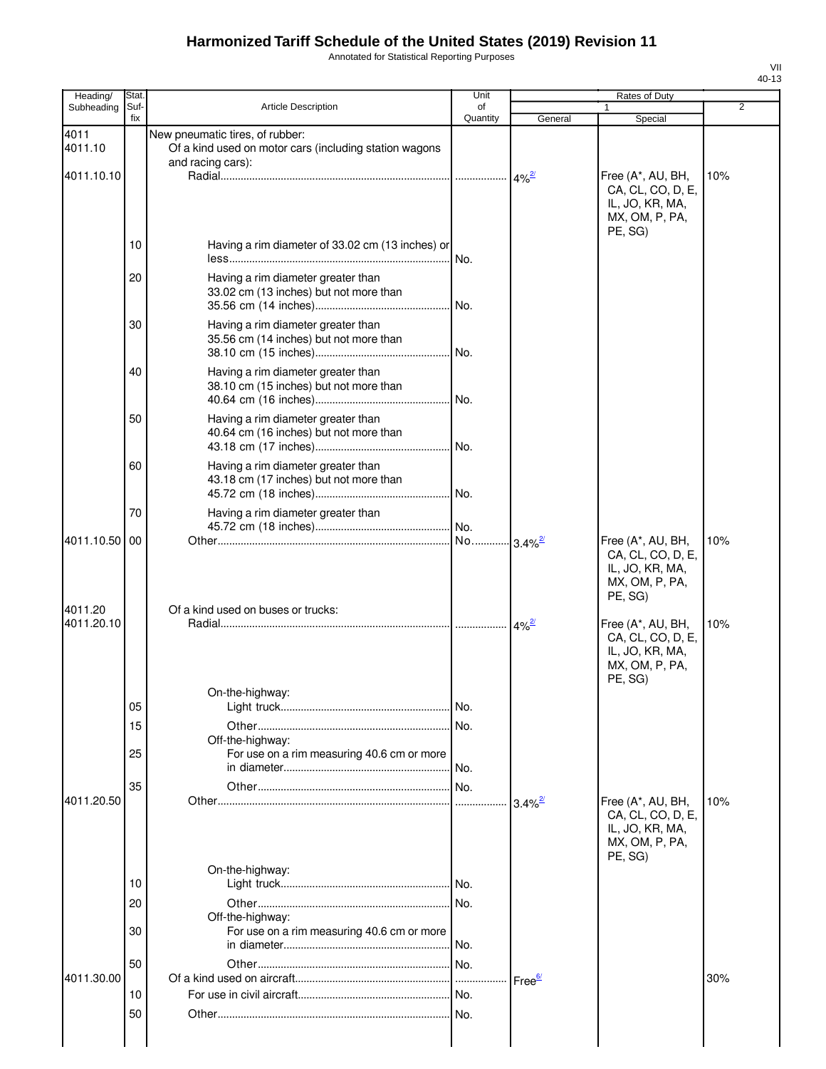# Harmonized Tariff Schedule of the United States (2019) Revision 11

Annotated for Statistical Reporting Purposes

| Heading/ Subheading | Stat. Suf- fix | Article Description | Unit of Quantity | Rates of Duty 1 General | Special | 2 |
|---|---|---|---|---|---|---|
| 4011 | | New pneumatic tires, of rubber: | | | | |
| 4011.10 | | Of a kind used on motor cars (including station wagons and racing cars): | | | | |
| 4011.10.10 | | Radial | | 4%[2/] | Free (A*, AU, BH, CA, CL, CO, D, E, IL, JO, KR, MA, MX, OM, P, PA, PE, SG) | 10% |
| | 10 | Having a rim diameter of 33.02 cm (13 inches) or less | No. | | | |
| | 20 | Having a rim diameter greater than 33.02 cm (13 inches) but not more than 35.56 cm (14 inches) | No. | | | |
| | 30 | Having a rim diameter greater than 35.56 cm (14 inches) but not more than 38.10 cm (15 inches) | No. | | | |
| | 40 | Having a rim diameter greater than 38.10 cm (15 inches) but not more than 40.64 cm (16 inches) | No. | | | |
| | 50 | Having a rim diameter greater than 40.64 cm (16 inches) but not more than 43.18 cm (17 inches) | No. | | | |
| | 60 | Having a rim diameter greater than 43.18 cm (17 inches) but not more than 45.72 cm (18 inches) | No. | | | |
| | 70 | Having a rim diameter greater than 45.72 cm (18 inches) | No. | | | |
| 4011.10.50 | 00 | Other | No. | 3.4%[2/] | Free (A*, AU, BH, CA, CL, CO, D, E, IL, JO, KR, MA, MX, OM, P, PA, PE, SG) | 10% |
| 4011.20 | | Of a kind used on buses or trucks: | | | | |
| 4011.20.10 | | Radial | | 4%[2/] | Free (A*, AU, BH, CA, CL, CO, D, E, IL, JO, KR, MA, MX, OM, P, PA, PE, SG) | 10% |
| | | On-the-highway: | | | | |
| | 05 | Light truck | No. | | | |
| | 15 | Other | No. | | | |
| | | Off-the-highway: | | | | |
| | 25 | For use on a rim measuring 40.6 cm or more in diameter | No. | | | |
| | 35 | Other | No. | | | |
| 4011.20.50 | | Other | | 3.4%[2/] | Free (A*, AU, BH, CA, CL, CO, D, E, IL, JO, KR, MA, MX, OM, P, PA, PE, SG) | 10% |
| | | On-the-highway: | | | | |
| | 10 | Light truck | No. | | | |
| | 20 | Other | No. | | | |
| | | Off-the-highway: | | | | |
| | 30 | For use on a rim measuring 40.6 cm or more in diameter | No. | | | |
| | 50 | Other | No. | | | |
| 4011.30.00 | | Of a kind used on aircraft | | Free[6/] | | 30% |
| | 10 | For use in civil aircraft | No. | | | |
| | 50 | Other | No. | | | |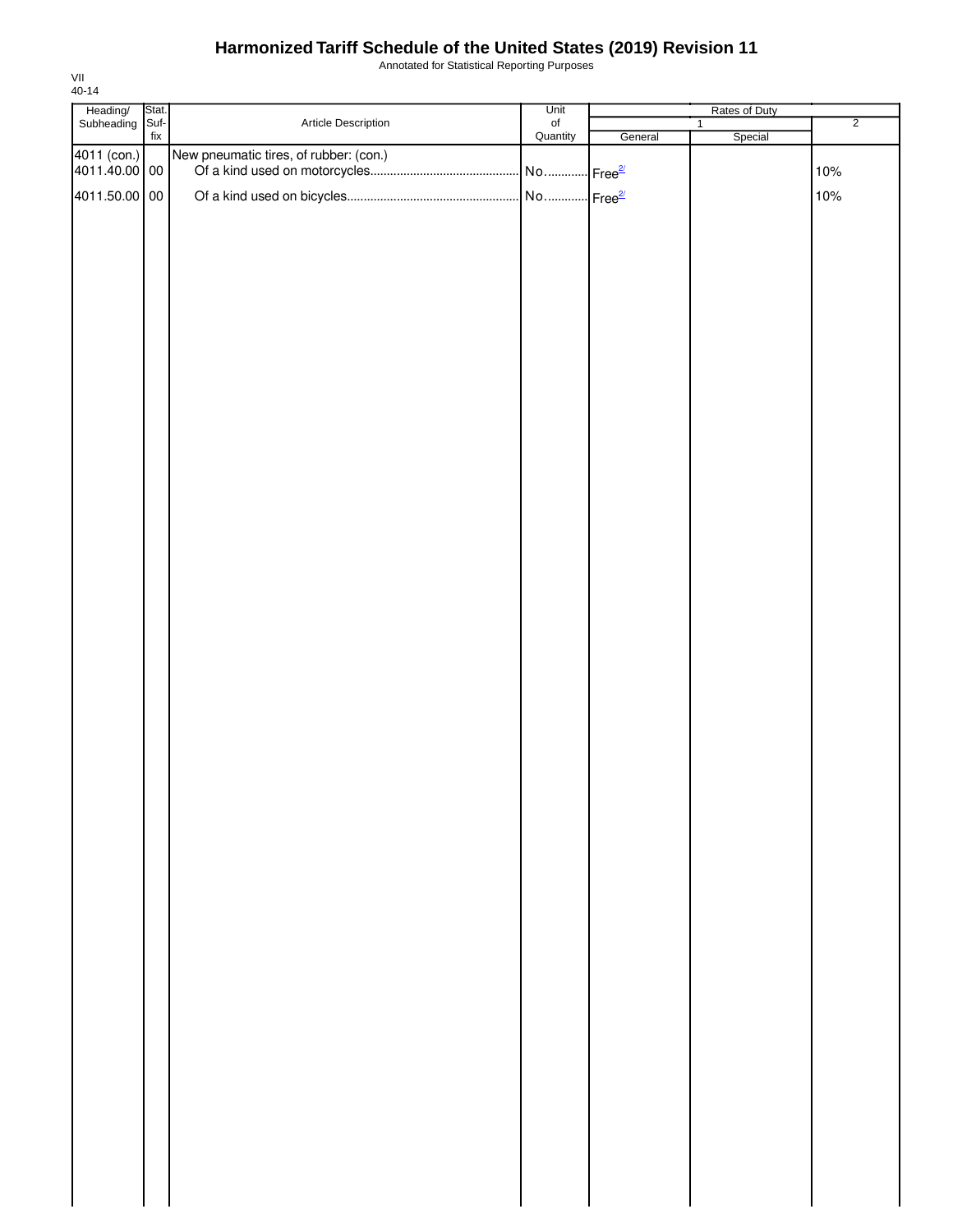# Harmonized Tariff Schedule of the United States (2019) Revision 11

Annotated for Statistical Reporting Purposes

VII
40-14

| Heading/ Subheading | Stat. Suf- fix | Article Description | Unit of Quantity | Rates of Duty 1 General | Rates of Duty 1 Special | Rates of Duty 2 |
|---|---|---|---|---|---|---|
| 4011 (con.) | | New pneumatic tires, of rubber: (con.) | | | | |
| 4011.40.00 | 00 | Of a kind used on motorcycles | No. | Free[2/] | | 10% |
| 4011.50.00 | 00 | Of a kind used on bicycles | No. | Free[2/] | | 10% |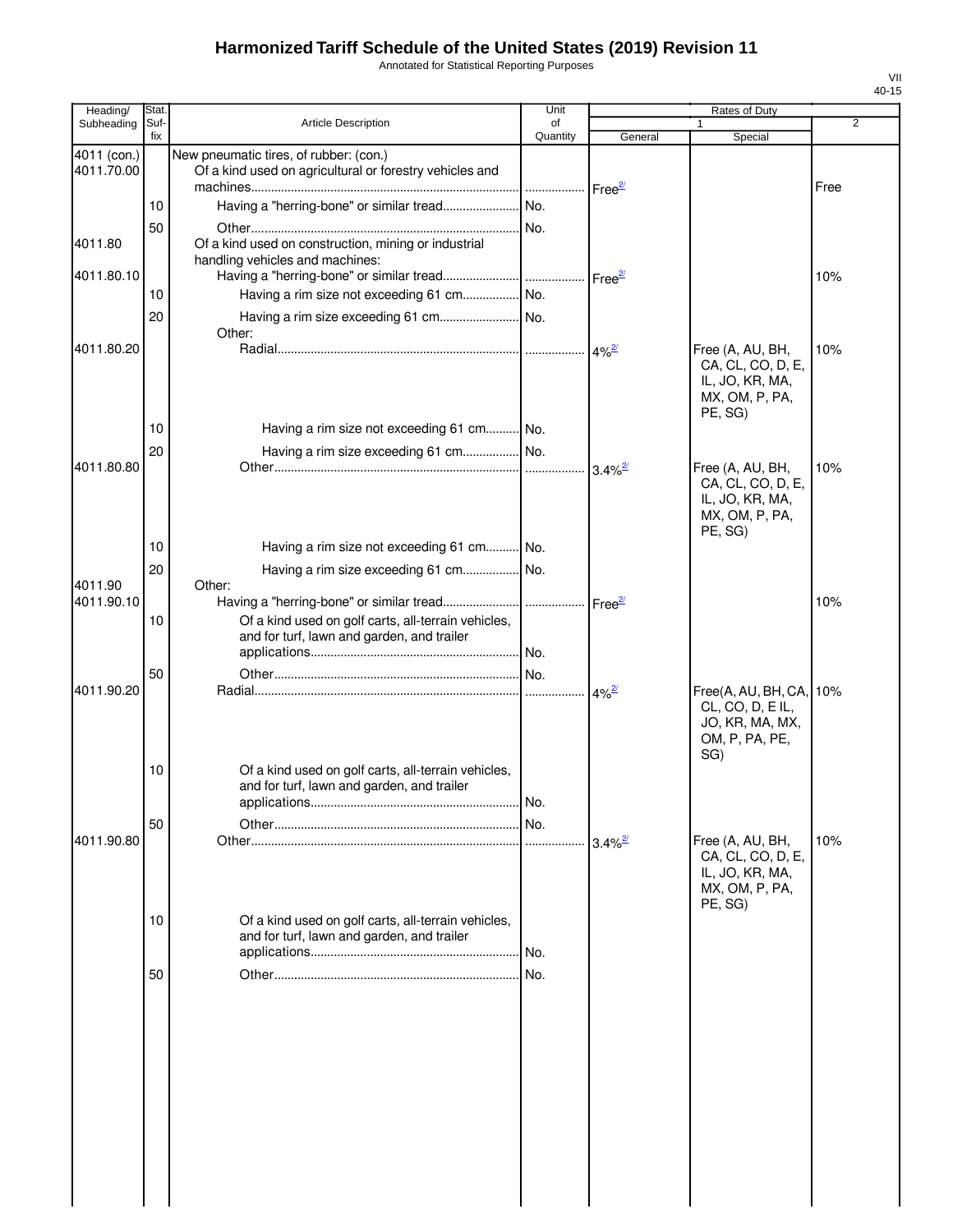# Harmonized Tariff Schedule of the United States (2019) Revision 11

Annotated for Statistical Reporting Purposes

| Heading/ Subheading | Stat. Suf-fix | Article Description | Unit of Quantity | Rates of Duty 1 General | Special | 2 |
|---|---|---|---|---|---|---|
| 4011 (con.) | | New pneumatic tires, of rubber: (con.) | | | | |
| 4011.70.00 | | Of a kind used on agricultural or forestry vehicles and machines | | Free[2/] | | Free |
| | 10 | Having a "herring-bone" or similar tread | No. | | | |
| | 50 | Other | No. | | | |
| 4011.80 | | Of a kind used on construction, mining or industrial handling vehicles and machines: | | | | |
| 4011.80.10 | | Having a "herring-bone" or similar tread | | Free[2/] | | 10% |
| | 10 | Having a rim size not exceeding 61 cm | No. | | | |
| | 20 | Having a rim size exceeding 61 cm | No. | | | |
| | | Other: | | | | |
| 4011.80.20 | | Radial | | 4%[2/] | Free (A, AU, BH, CA, CL, CO, D, E, IL, JO, KR, MA, MX, OM, P, PA, PE, SG) | 10% |
| | 10 | Having a rim size not exceeding 61 cm | No. | | | |
| | 20 | Having a rim size exceeding 61 cm | No. | | | |
| 4011.80.80 | | Other | | 3.4%[2/] | Free (A, AU, BH, CA, CL, CO, D, E, IL, JO, KR, MA, MX, OM, P, PA, PE, SG) | 10% |
| | 10 | Having a rim size not exceeding 61 cm | No. | | | |
| | 20 | Having a rim size exceeding 61 cm | No. | | | |
| 4011.90 | | Other: | | | | |
| 4011.90.10 | | Having a "herring-bone" or similar tread | | Free[2/] | | 10% |
| | 10 | Of a kind used on golf carts, all-terrain vehicles, and for turf, lawn and garden, and trailer applications | No. | | | |
| | 50 | Other | No. | | | |
| 4011.90.20 | | Radial | | 4%[2/] | Free(A, AU, BH, CA, CL, CO, D, E IL, JO, KR, MA, MX, OM, P, PA, PE, SG) | 10% |
| | 10 | Of a kind used on golf carts, all-terrain vehicles, and for turf, lawn and garden, and trailer applications | No. | | | |
| | 50 | Other | No. | | | |
| 4011.90.80 | | Other | | 3.4%[2/] | Free (A, AU, BH, CA, CL, CO, D, E, IL, JO, KR, MA, MX, OM, P, PA, PE, SG) | 10% |
| | 10 | Of a kind used on golf carts, all-terrain vehicles, and for turf, lawn and garden, and trailer applications | No. | | | |
| | 50 | Other | No. | | | |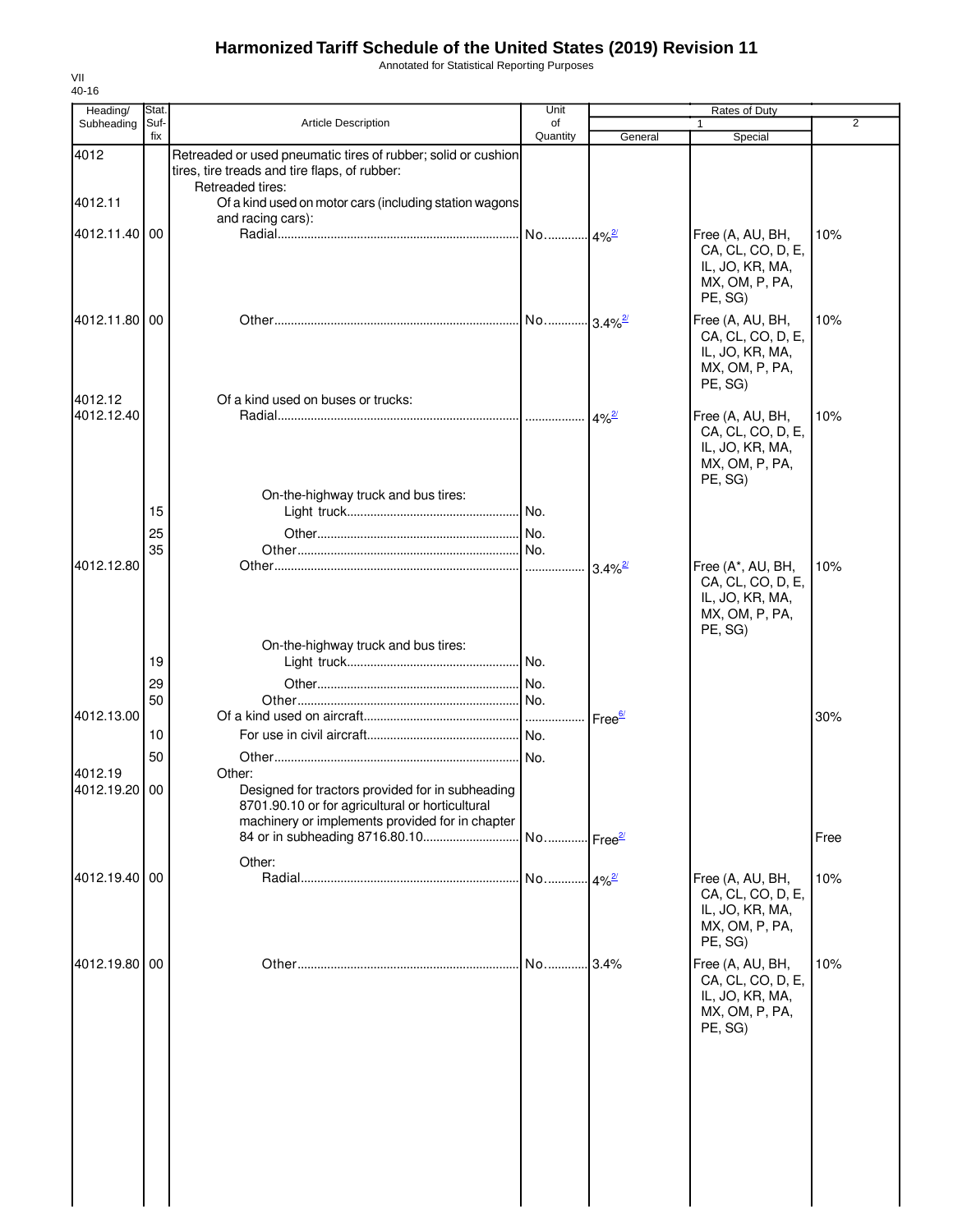# Harmonized Tariff Schedule of the United States (2019) Revision 11

Annotated for Statistical Reporting Purposes

VII
40-16

| Heading/ Subheading | Stat. Suf- fix | Article Description | Unit of Quantity | Rates of Duty 1 General | Rates of Duty 1 Special | Rates of Duty 2 |
|---|---|---|---|---|---|---|
| 4012 | | Retreaded or used pneumatic tires of rubber; solid or cushion tires, tire treads and tire flaps, of rubber: | | | | |
| | | Retreaded tires: | | | | |
| 4012.11 | | Of a kind used on motor cars (including station wagons and racing cars): | | | | |
| 4012.11.40 | 00 | Radial | No. | 4%[2/] | Free (A, AU, BH, CA, CL, CO, D, E, IL, JO, KR, MA, MX, OM, P, PA, PE, SG) | 10% |
| 4012.11.80 | 00 | Other | No. | 3.4%[2/] | Free (A, AU, BH, CA, CL, CO, D, E, IL, JO, KR, MA, MX, OM, P, PA, PE, SG) | 10% |
| 4012.12 | | Of a kind used on buses or trucks: | | | | |
| 4012.12.40 | | Radial | | 4%[2/] | Free (A, AU, BH, CA, CL, CO, D, E, IL, JO, KR, MA, MX, OM, P, PA, PE, SG) | 10% |
| | | On-the-highway truck and bus tires: | | | | |
| | 15 | Light truck | No. | | | |
| | 25 | Other | No. | | | |
| | 35 | Other | No. | | | |
| 4012.12.80 | | Other | | 3.4%[2/] | Free (A*, AU, BH, CA, CL, CO, D, E, IL, JO, KR, MA, MX, OM, P, PA, PE, SG) | 10% |
| | | On-the-highway truck and bus tires: | | | | |
| | 19 | Light truck | No. | | | |
| | 29 | Other | No. | | | |
| | 50 | Other | No. | | | |
| 4012.13.00 | | Of a kind used on aircraft | | Free[6/] | | 30% |
| | 10 | For use in civil aircraft | No. | | | |
| | 50 | Other | No. | | | |
| 4012.19 | | Other: | | | | |
| 4012.19.20 | 00 | Designed for tractors provided for in subheading 8701.90.10 or for agricultural or horticultural machinery or implements provided for in chapter 84 or in subheading 8716.80.10 | No. | Free[2/] | | Free |
| | | Other: | | | | |
| 4012.19.40 | 00 | Radial | No. | 4%[2/] | Free (A, AU, BH, CA, CL, CO, D, E, IL, JO, KR, MA, MX, OM, P, PA, PE, SG) | 10% |
| 4012.19.80 | 00 | Other | No. | 3.4% | Free (A, AU, BH, CA, CL, CO, D, E, IL, JO, KR, MA, MX, OM, P, PA, PE, SG) | 10% |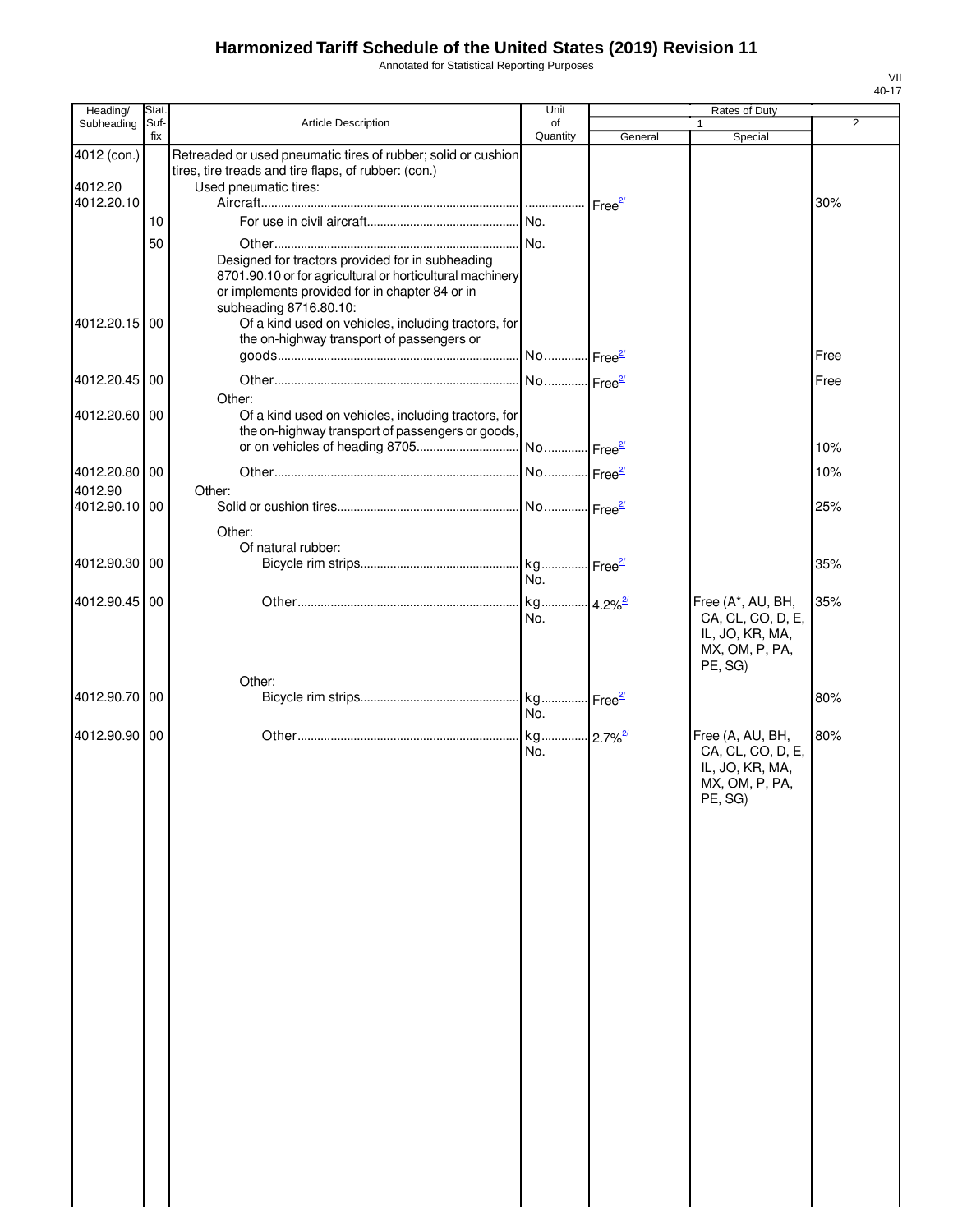# Harmonized Tariff Schedule of the United States (2019) Revision 11

Annotated for Statistical Reporting Purposes

VII
40-17

| Heading/ Subheading | Stat. Suf- fix | Article Description | Unit of Quantity | Rates of Duty 1 General | Special | 2 |
|---|---|---|---|---|---|---|
| 4012 (con.) | | Retreaded or used pneumatic tires of rubber; solid or cushion tires, tire treads and tire flaps, of rubber: (con.) | | | | |
| 4012.20 | | Used pneumatic tires: | | | | |
| 4012.20.10 | | Aircraft | | Free[2/] | | 30% |
| | 10 | For use in civil aircraft | No. | | | |
| | 50 | Other | No. | | | |
| | | Designed for tractors provided for in subheading 8701.90.10 or for agricultural or horticultural machinery or implements provided for in chapter 84 or in subheading 8716.80.10: | | | | |
| 4012.20.15 | 00 | Of a kind used on vehicles, including tractors, for the on-highway transport of passengers or goods | No. | Free[2/] | | Free |
| 4012.20.45 | 00 | Other | No. | Free[2/] | | Free |
| | | Other: | | | | |
| 4012.20.60 | 00 | Of a kind used on vehicles, including tractors, for the on-highway transport of passengers or goods, or on vehicles of heading 8705 | No. | Free[2/] | | 10% |
| 4012.20.80 | 00 | Other | No. | Free[2/] | | 10% |
| 4012.90 | | Other: | | | | |
| 4012.90.10 | 00 | Solid or cushion tires | No. | Free[2/] | | 25% |
| | | Other: | | | | |
| | | Of natural rubber: | | | | |
| 4012.90.30 | 00 | Bicycle rim strips | kg No. | Free[2/] | | 35% |
| 4012.90.45 | 00 | Other | kg No. | 4.2%[2/] | Free (A*, AU, BH, CA, CL, CO, D, E, IL, JO, KR, MA, MX, OM, P, PA, PE, SG) | 35% |
| | | Other: | | | | |
| 4012.90.70 | 00 | Bicycle rim strips | kg No. | Free[2/] | | 80% |
| 4012.90.90 | 00 | Other | kg No. | 2.7%[2/] | Free (A, AU, BH, CA, CL, CO, D, E, IL, JO, KR, MA, MX, OM, P, PA, PE, SG) | 80% |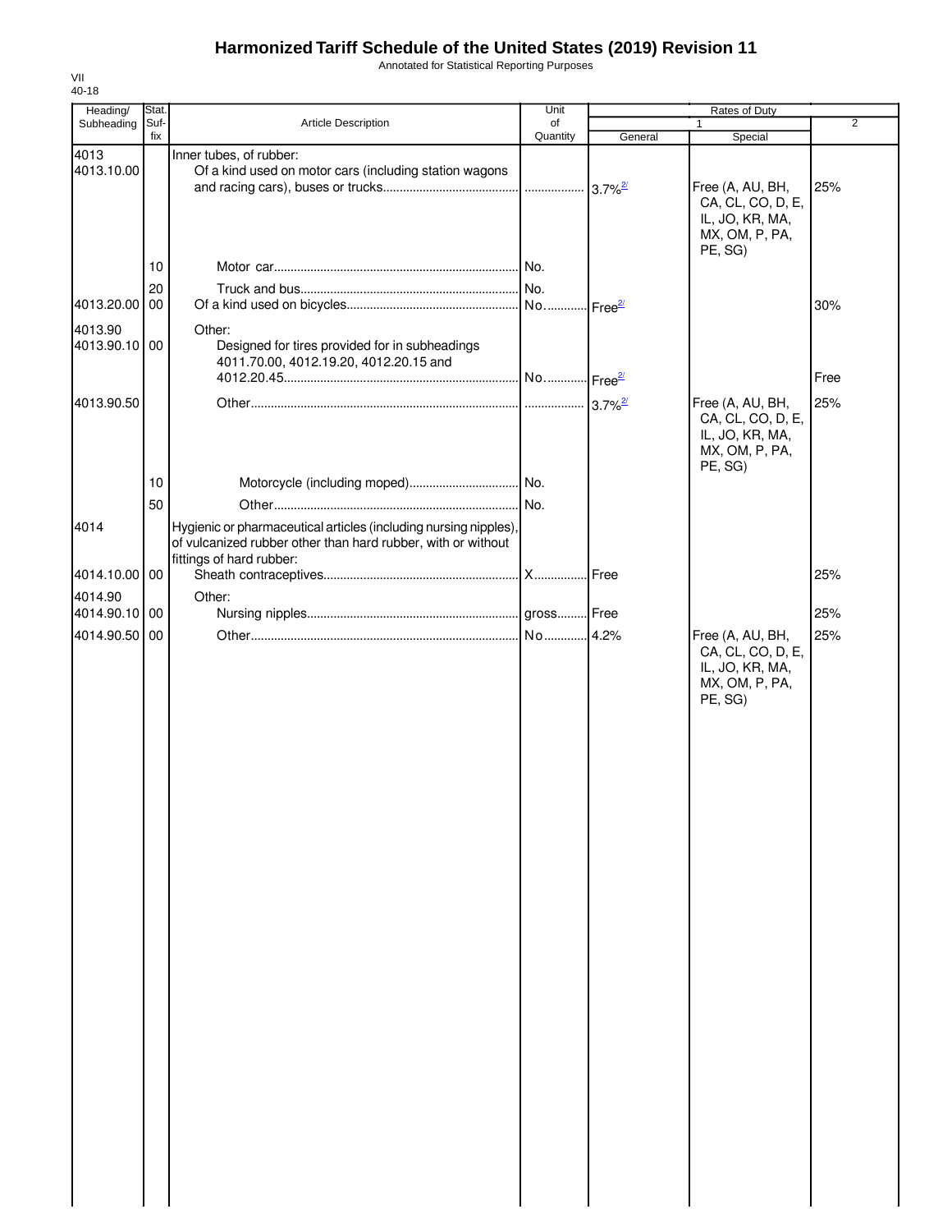# Harmonized Tariff Schedule of the United States (2019) Revision 11

Annotated for Statistical Reporting Purposes

VII
40-18

| Heading/ Subheading | Stat. Suf- fix | Article Description | Unit of Quantity | Rates of Duty 1 General | Special | 2 |
|---|---|---|---|---|---|---|
| 4013 | | Inner tubes, of rubber: | | | | |
| 4013.10.00 | | Of a kind used on motor cars (including station wagons and racing cars), buses or trucks | | 3.7%[2/] | Free (A, AU, BH, CA, CL, CO, D, E, IL, JO, KR, MA, MX, OM, P, PA, PE, SG) | 25% |
| | 10 | Motor car | No. | | | |
| | 20 | Truck and bus | No. | | | |
| 4013.20.00 | 00 | Of a kind used on bicycles | No. | Free[2/] | | 30% |
| 4013.90 | | Other: | | | | |
| 4013.90.10 | 00 | Designed for tires provided for in subheadings 4011.70.00, 4012.19.20, 4012.20.15 and 4012.20.45 | No. | Free[2/] | | Free |
| 4013.90.50 | | Other | | 3.7%[2/] | Free (A, AU, BH, CA, CL, CO, D, E, IL, JO, KR, MA, MX, OM, P, PA, PE, SG) | 25% |
| | 10 | Motorcycle (including moped) | No. | | | |
| | 50 | Other | No. | | | |
| 4014 | | Hygienic or pharmaceutical articles (including nursing nipples), of vulcanized rubber other than hard rubber, with or without fittings of hard rubber: | | | | |
| 4014.10.00 | 00 | Sheath contraceptives | X | Free | | 25% |
| 4014.90 | | Other: | | | | |
| 4014.90.10 | 00 | Nursing nipples | gross | Free | | 25% |
| 4014.90.50 | 00 | Other | No. | 4.2% | Free (A, AU, BH, CA, CL, CO, D, E, IL, JO, KR, MA, MX, OM, P, PA, PE, SG) | 25% |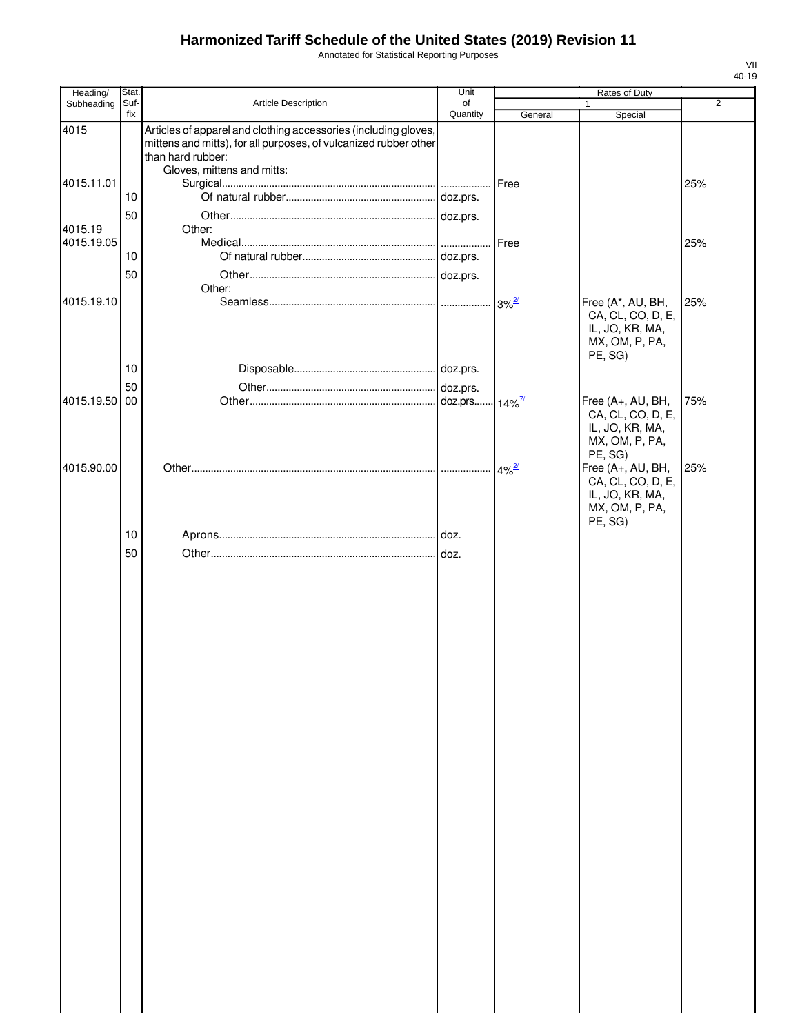# Harmonized Tariff Schedule of the United States (2019) Revision 11

Annotated for Statistical Reporting Purposes

VII
40-19

| Heading/ Subheading | Stat. Suf-fix | Article Description | Unit of Quantity | Rates of Duty 1 General | Rates of Duty 1 Special | Rates of Duty 2 |
|---|---|---|---|---|---|---|
| 4015 | | Articles of apparel and clothing accessories (including gloves, mittens and mitts), for all purposes, of vulcanized rubber other than hard rubber: | | | | |
| | | Gloves, mittens and mitts: | | | | |
| 4015.11.01 | | Surgical | | Free | | 25% |
| | 10 | Of natural rubber | doz.prs. | | | |
| | 50 | Other | doz.prs. | | | |
| 4015.19 | | Other: | | | | |
| 4015.19.05 | | Medical | | Free | | 25% |
| | 10 | Of natural rubber | doz.prs. | | | |
| | 50 | Other | doz.prs. | | | |
| | | Other: | | | | |
| 4015.19.10 | | Seamless | | 3% [2/] | Free (A*, AU, BH, CA, CL, CO, D, E, IL, JO, KR, MA, MX, OM, P, PA, PE, SG) | 25% |
| | 10 | Disposable | doz.prs. | | | |
| | 50 | Other | doz.prs. | | | |
| 4015.19.50 | 00 | Other | doz.prs. | 14% [7/] | Free (A+, AU, BH, CA, CL, CO, D, E, IL, JO, KR, MA, MX, OM, P, PA, PE, SG) | 75% |
| 4015.90.00 | | Other | | 4% [2/] | Free (A+, AU, BH, CA, CL, CO, D, E, IL, JO, KR, MA, MX, OM, P, PA, PE, SG) | 25% |
| | 10 | Aprons | doz. | | | |
| | 50 | Other | doz. | | | |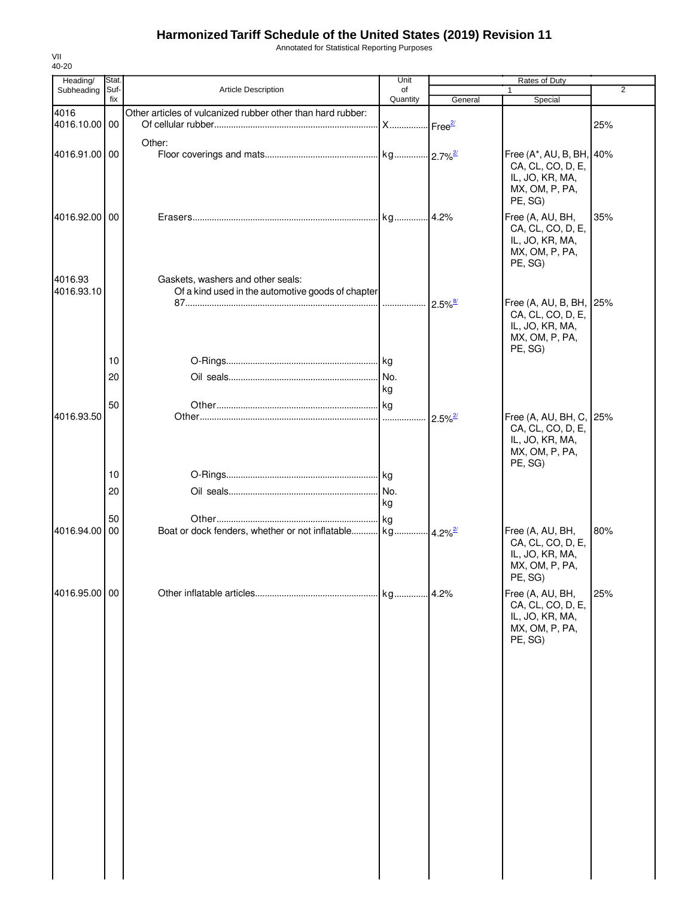# Harmonized Tariff Schedule of the United States (2019) Revision 11

Annotated for Statistical Reporting Purposes

VII
40-20

| Heading/ Subheading | Stat. Suf- fix | Article Description | Unit of Quantity | Rates of Duty 1 General | Special | 2 |
|---|---|---|---|---|---|---|
| 4016 | | Other articles of vulcanized rubber other than hard rubber: | | | | |
| 4016.10.00 | 00 | Of cellular rubber | X | Free[2/] | | 25% |
| | | Other: | | | | |
| 4016.91.00 | 00 | Floor coverings and mats | kg | 2.7%[2/] | Free (A*, AU, B, BH, CA, CL, CO, D, E, IL, JO, KR, MA, MX, OM, P, PA, PE, SG) | 40% |
| 4016.92.00 | 00 | Erasers | kg | 4.2% | Free (A, AU, BH, CA, CL, CO, D, E, IL, JO, KR, MA, MX, OM, P, PA, PE, SG) | 35% |
| 4016.93 | | Gaskets, washers and other seals: | | | | |
| 4016.93.10 | | Of a kind used in the automotive goods of chapter 87 | | 2.5%[8/] | Free (A, AU, B, BH, CA, CL, CO, D, E, IL, JO, KR, MA, MX, OM, P, PA, PE, SG) | 25% |
| | 10 | O-Rings | kg | | | |
| | 20 | Oil seals | No. kg | | | |
| | 50 | Other | kg | | | |
| 4016.93.50 | | Other | | 2.5%[2/] | Free (A, AU, BH, C, CA, CL, CO, D, E, IL, JO, KR, MA, MX, OM, P, PA, PE, SG) | 25% |
| | 10 | O-Rings | kg | | | |
| | 20 | Oil seals | No. kg | | | |
| | 50 | Other | kg | | | |
| 4016.94.00 | 00 | Boat or dock fenders, whether or not inflatable | kg | 4.2%[2/] | Free (A, AU, BH, CA, CL, CO, D, E, IL, JO, KR, MA, MX, OM, P, PA, PE, SG) | 80% |
| 4016.95.00 | 00 | Other inflatable articles | kg | 4.2% | Free (A, AU, BH, CA, CL, CO, D, E, IL, JO, KR, MA, MX, OM, P, PA, PE, SG) | 25% |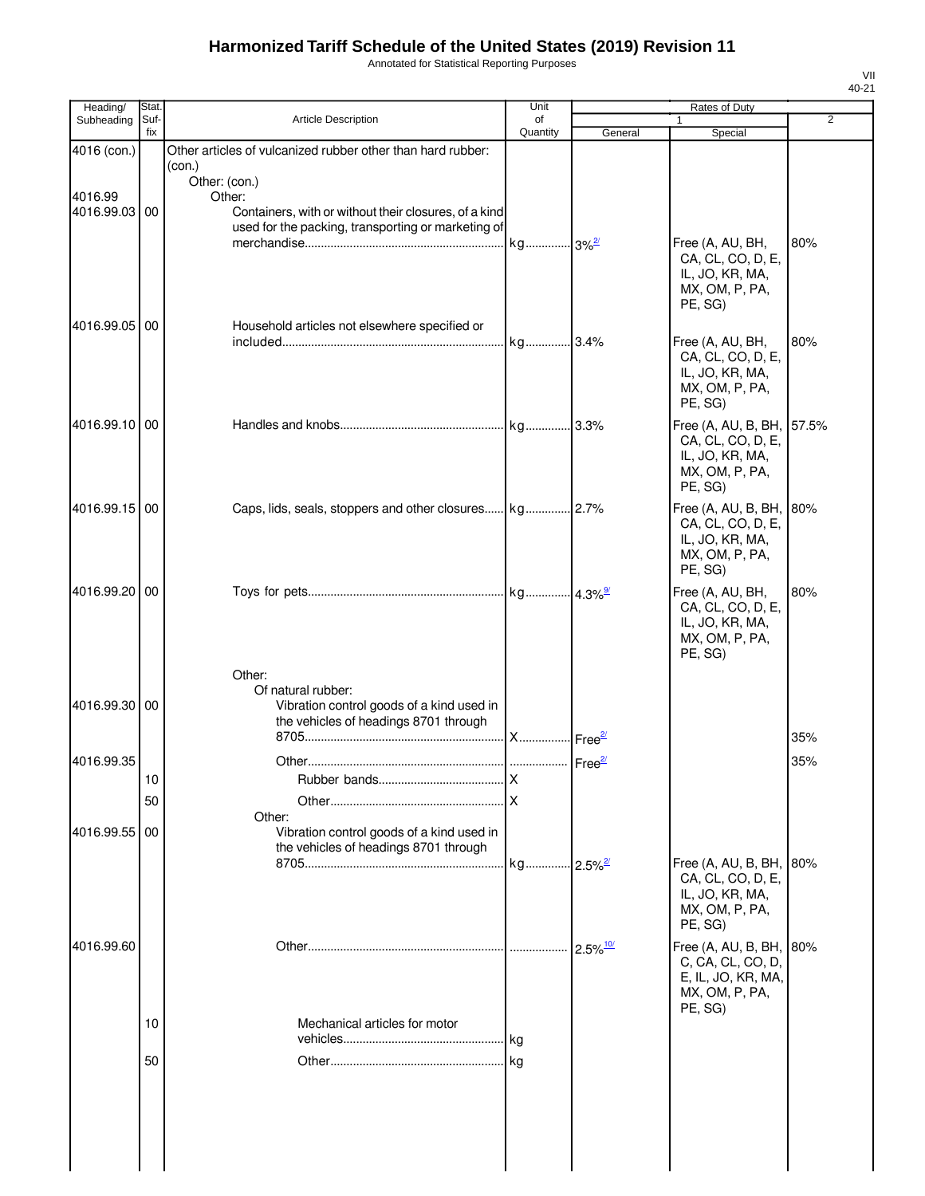# Harmonized Tariff Schedule of the United States (2019) Revision 11

Annotated for Statistical Reporting Purposes

VII
40-21

| Heading/ Subheading | Stat. Suf-fix | Article Description | Unit of Quantity | Rates of Duty 1 General | Rates of Duty 1 Special | Rates of Duty 2 |
|---|---|---|---|---|---|---|
| 4016 (con.) | | Other articles of vulcanized rubber other than hard rubber: (con.) | | | | |
| | | Other: (con.) | | | | |
| 4016.99 | | Other: | | | | |
| 4016.99.03 | 00 | Containers, with or without their closures, of a kind used for the packing, transporting or marketing of merchandise | kg | 3%[2/] | Free (A, AU, BH, CA, CL, CO, D, E, IL, JO, KR, MA, MX, OM, P, PA, PE, SG) | 80% |
| 4016.99.05 | 00 | Household articles not elsewhere specified or included | kg | 3.4% | Free (A, AU, BH, CA, CL, CO, D, E, IL, JO, KR, MA, MX, OM, P, PA, PE, SG) | 80% |
| 4016.99.10 | 00 | Handles and knobs | kg | 3.3% | Free (A, AU, B, BH, CA, CL, CO, D, E, IL, JO, KR, MA, MX, OM, P, PA, PE, SG) | 57.5% |
| 4016.99.15 | 00 | Caps, lids, seals, stoppers and other closures | kg | 2.7% | Free (A, AU, B, BH, CA, CL, CO, D, E, IL, JO, KR, MA, MX, OM, P, PA, PE, SG) | 80% |
| 4016.99.20 | 00 | Toys for pets | kg | 4.3%[9/] | Free (A, AU, BH, CA, CL, CO, D, E, IL, JO, KR, MA, MX, OM, P, PA, PE, SG) | 80% |
| | | Other: | | | | |
| | | Of natural rubber: | | | | |
| 4016.99.30 | 00 | Vibration control goods of a kind used in the vehicles of headings 8701 through 8705 | X | Free[2/] | | 35% |
| 4016.99.35 | | Other | | Free[2/] | | 35% |
| | 10 | Rubber bands | X | | | |
| | 50 | Other | X | | | |
| | | Other: | | | | |
| 4016.99.55 | 00 | Vibration control goods of a kind used in the vehicles of headings 8701 through 8705 | kg | 2.5%[2/] | Free (A, AU, B, BH, CA, CL, CO, D, E, IL, JO, KR, MA, MX, OM, P, PA, PE, SG) | 80% |
| 4016.99.60 | | Other | | 2.5%[10/] | Free (A, AU, B, BH, C, CA, CL, CO, D, E, IL, JO, KR, MA, MX, OM, P, PA, PE, SG) | 80% |
| | 10 | Mechanical articles for motor vehicles | kg | | | |
| | 50 | Other | kg | | | |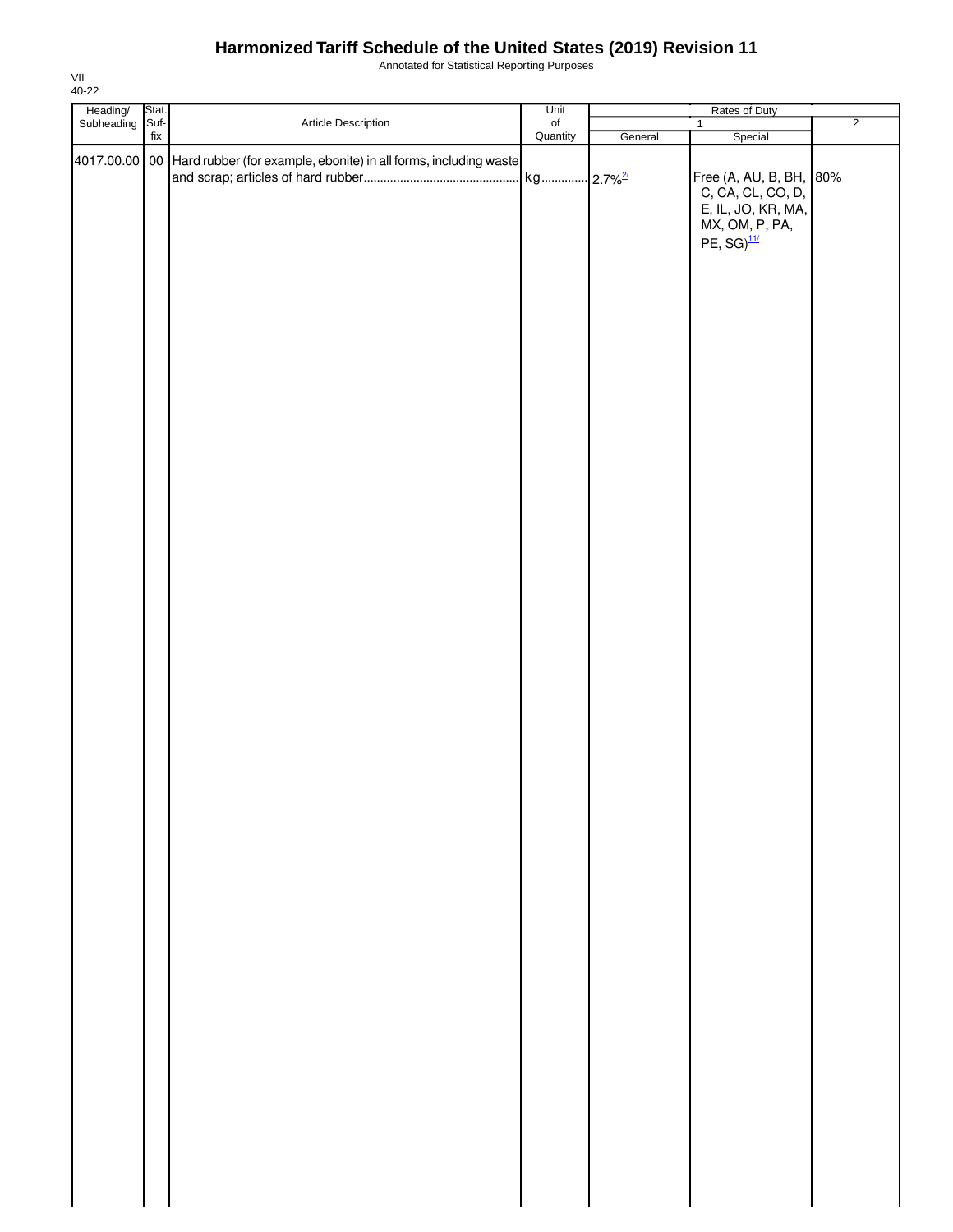# Harmonized Tariff Schedule of the United States (2019) Revision 11

Annotated for Statistical Reporting Purposes

VII
40-22

| Heading/ Subheading | Stat. Suf- fix | Article Description | Unit of Quantity | Rates of Duty | | |
|---|---|---|---|---|---|---|
| | | | | 1 | | 2 |
| | | | | General | Special | |
| 4017.00.00 | 00 | Hard rubber (for example, ebonite) in all forms, including waste and scrap; articles of hard rubber | kg | 2.7%[2/] | Free (A, AU, B, BH, C, CA, CL, CO, D, E, IL, JO, KR, MA, MX, OM, P, PA, PE, SG)[11/] | 80% |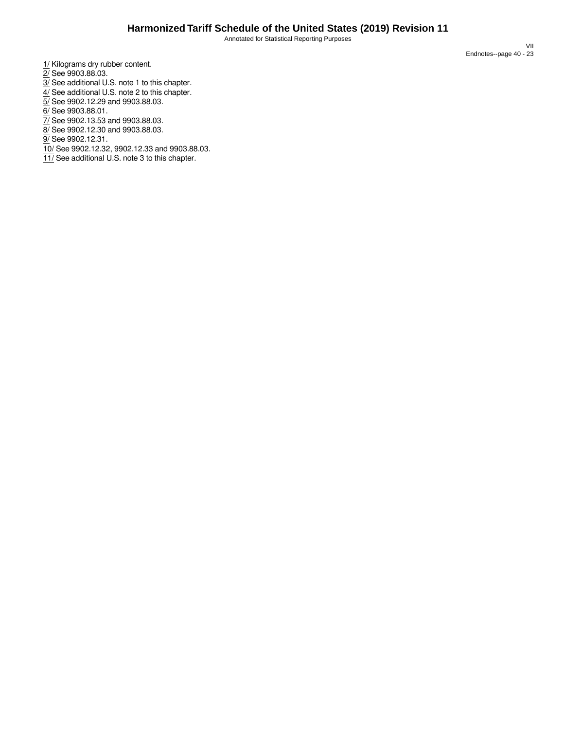1/ Kilograms dry rubber content.
2/ See 9903.88.03.
3/ See additional U.S. note 1 to this chapter.
4/ See additional U.S. note 2 to this chapter.
5/ See 9902.12.29 and 9903.88.03.
6/ See 9903.88.01.
7/ See 9902.13.53 and 9903.88.03.
8/ See 9902.12.30 and 9903.88.03.
9/ See 9902.12.31.
10/ See 9902.12.32, 9902.12.33 and 9903.88.03.
11/ See additional U.S. note 3 to this chapter.